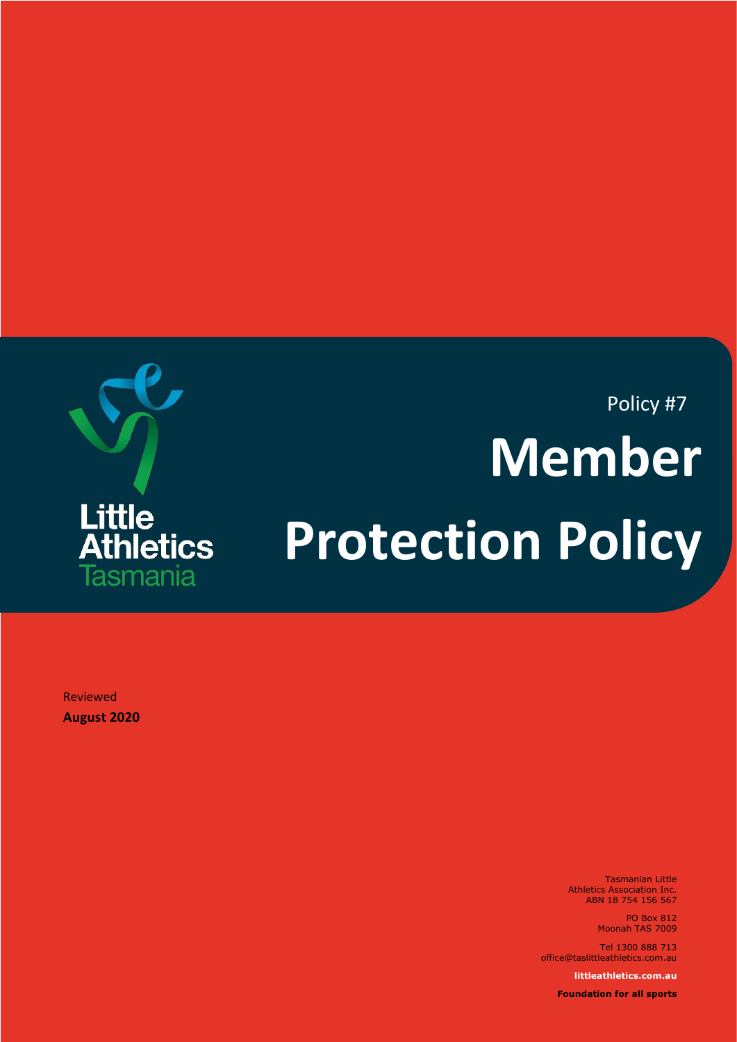Little Athletics Tasmania

Policy #7

# Member Protection Policy

Reviewed
**August 2020**

Tasmanian Little Athletics Association Inc.
ABN 18 754 156 567

PO Box 812
Moonah TAS 7009

Tel 1300 888 713
office@taslittleathletics.com.au

**littleathletics.com.au**

**Foundation for all sports**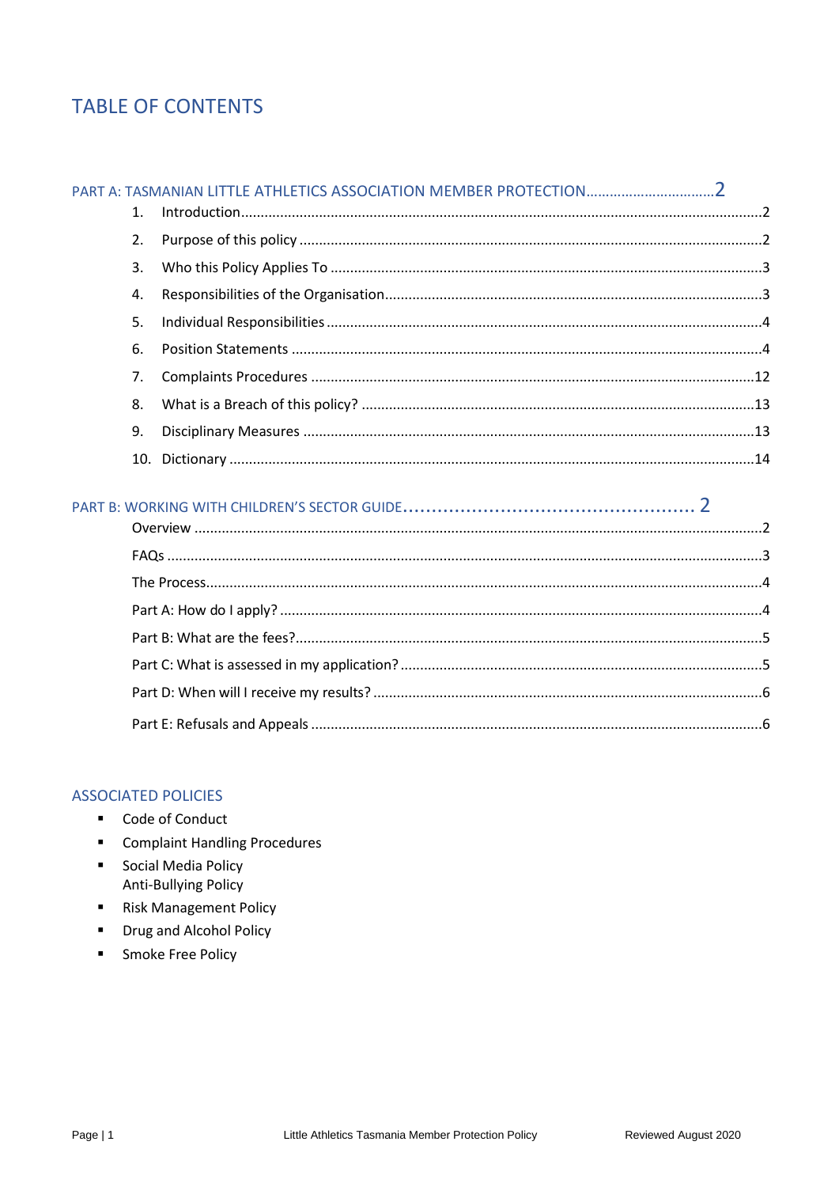# TABLE OF CONTENTS

PART A: TASMANIAN LITTLE ATHLETICS ASSOCIATION MEMBER PROTECTION................................2

1. Introduction....................................................................................................................................2
2. Purpose of this policy .....................................................................................................................2
3. Who this Policy Applies To .............................................................................................................3
4. Responsibilities of the Organisation...............................................................................................3
5. Individual Responsibilities .............................................................................................................4
6. Position Statements .......................................................................................................................4
7. Complaints Procedures ................................................................................................................12
8. What is a Breach of this policy? ...................................................................................................13
9. Disciplinary Measures ..................................................................................................................13
10. Dictionary .....................................................................................................................................14

PART B: WORKING WITH CHILDREN'S SECTOR GUIDE.................................................. 2

Overview ................................................................................................................................................2
FAQs ......................................................................................................................................................3
The Process.............................................................................................................................................4
Part A: How do I apply? ..........................................................................................................................4
Part B: What are the fees?......................................................................................................................5
Part C: What is assessed in my application? ...........................................................................................5
Part D: When will I receive my results? ..................................................................................................6
Part E: Refusals and Appeals ..................................................................................................................6

## ASSOCIATED POLICIES

- Code of Conduct
- Complaint Handling Procedures
- Social Media Policy
  Anti-Bullying Policy
- Risk Management Policy
- Drug and Alcohol Policy
- Smoke Free Policy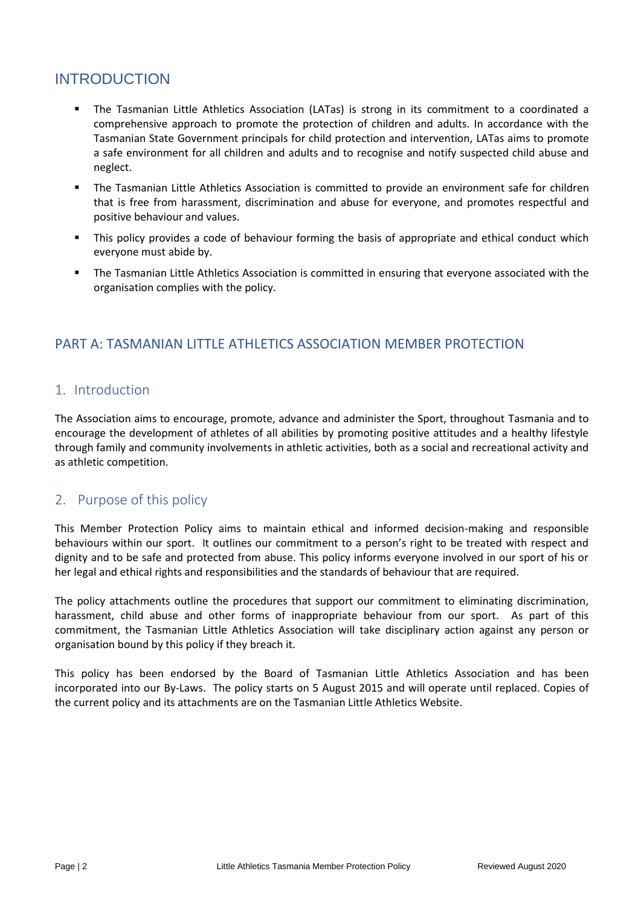# INTRODUCTION

- The Tasmanian Little Athletics Association (LATas) is strong in its commitment to a coordinated a comprehensive approach to promote the protection of children and adults. In accordance with the Tasmanian State Government principals for child protection and intervention, LATas aims to promote a safe environment for all children and adults and to recognise and notify suspected child abuse and neglect.
- The Tasmanian Little Athletics Association is committed to provide an environment safe for children that is free from harassment, discrimination and abuse for everyone, and promotes respectful and positive behaviour and values.
- This policy provides a code of behaviour forming the basis of appropriate and ethical conduct which everyone must abide by.
- The Tasmanian Little Athletics Association is committed in ensuring that everyone associated with the organisation complies with the policy.

## PART A: TASMANIAN LITTLE ATHLETICS ASSOCIATION MEMBER PROTECTION

### 1. Introduction

The Association aims to encourage, promote, advance and administer the Sport, throughout Tasmania and to encourage the development of athletes of all abilities by promoting positive attitudes and a healthy lifestyle through family and community involvements in athletic activities, both as a social and recreational activity and as athletic competition.

### 2. Purpose of this policy

This Member Protection Policy aims to maintain ethical and informed decision-making and responsible behaviours within our sport. It outlines our commitment to a person's right to be treated with respect and dignity and to be safe and protected from abuse. This policy informs everyone involved in our sport of his or her legal and ethical rights and responsibilities and the standards of behaviour that are required.

The policy attachments outline the procedures that support our commitment to eliminating discrimination, harassment, child abuse and other forms of inappropriate behaviour from our sport. As part of this commitment, the Tasmanian Little Athletics Association will take disciplinary action against any person or organisation bound by this policy if they breach it.

This policy has been endorsed by the Board of Tasmanian Little Athletics Association and has been incorporated into our By-Laws. The policy starts on 5 August 2015 and will operate until replaced. Copies of the current policy and its attachments are on the Tasmanian Little Athletics Website.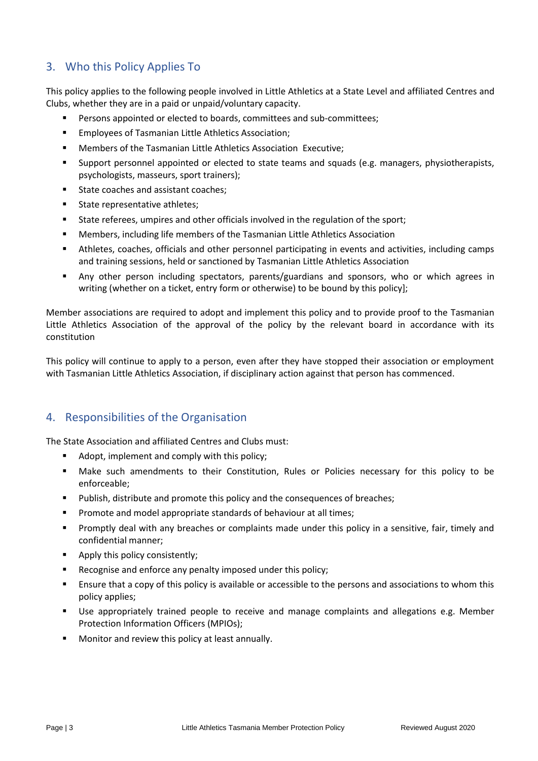## 3. Who this Policy Applies To

This policy applies to the following people involved in Little Athletics at a State Level and affiliated Centres and Clubs, whether they are in a paid or unpaid/voluntary capacity.

- Persons appointed or elected to boards, committees and sub-committees;
- Employees of Tasmanian Little Athletics Association;
- Members of the Tasmanian Little Athletics Association Executive;
- Support personnel appointed or elected to state teams and squads (e.g. managers, physiotherapists, psychologists, masseurs, sport trainers);
- State coaches and assistant coaches;
- State representative athletes;
- State referees, umpires and other officials involved in the regulation of the sport;
- Members, including life members of the Tasmanian Little Athletics Association
- Athletes, coaches, officials and other personnel participating in events and activities, including camps and training sessions, held or sanctioned by Tasmanian Little Athletics Association
- Any other person including spectators, parents/guardians and sponsors, who or which agrees in writing (whether on a ticket, entry form or otherwise) to be bound by this policy];

Member associations are required to adopt and implement this policy and to provide proof to the Tasmanian Little Athletics Association of the approval of the policy by the relevant board in accordance with its constitution

This policy will continue to apply to a person, even after they have stopped their association or employment with Tasmanian Little Athletics Association, if disciplinary action against that person has commenced.

## 4. Responsibilities of the Organisation

The State Association and affiliated Centres and Clubs must:

- Adopt, implement and comply with this policy;
- Make such amendments to their Constitution, Rules or Policies necessary for this policy to be enforceable;
- Publish, distribute and promote this policy and the consequences of breaches;
- Promote and model appropriate standards of behaviour at all times;
- Promptly deal with any breaches or complaints made under this policy in a sensitive, fair, timely and confidential manner;
- Apply this policy consistently;
- Recognise and enforce any penalty imposed under this policy;
- Ensure that a copy of this policy is available or accessible to the persons and associations to whom this policy applies;
- Use appropriately trained people to receive and manage complaints and allegations e.g. Member Protection Information Officers (MPIOs);
- Monitor and review this policy at least annually.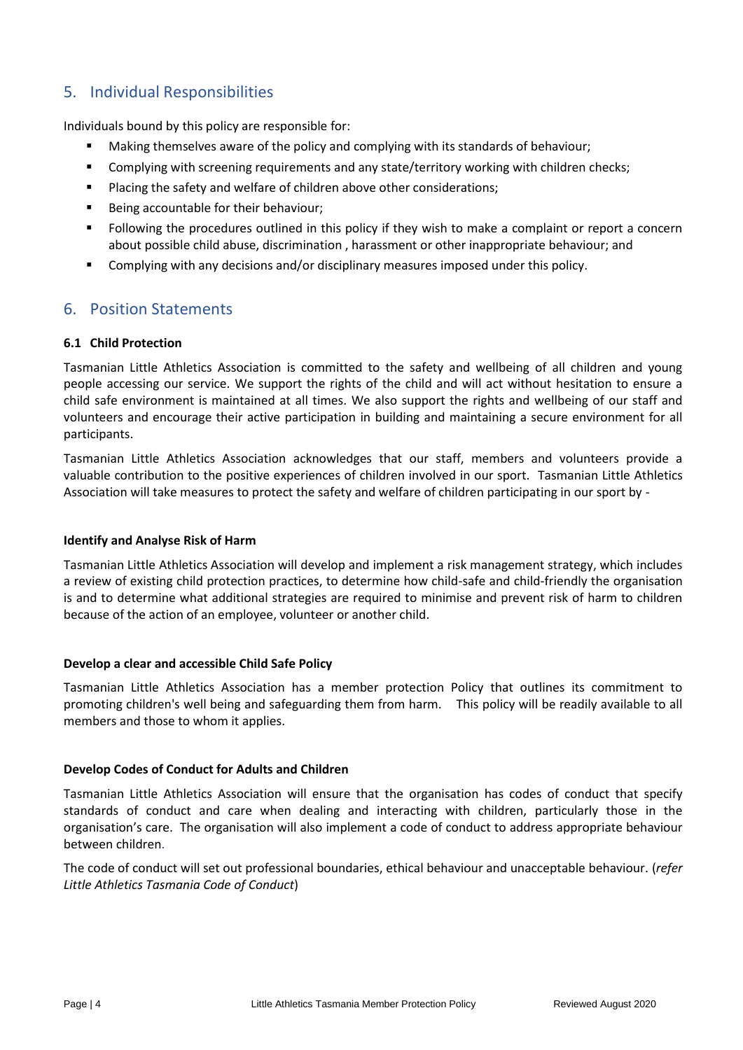## 5. Individual Responsibilities

Individuals bound by this policy are responsible for:

- Making themselves aware of the policy and complying with its standards of behaviour;
- Complying with screening requirements and any state/territory working with children checks;
- Placing the safety and welfare of children above other considerations;
- Being accountable for their behaviour;
- Following the procedures outlined in this policy if they wish to make a complaint or report a concern about possible child abuse, discrimination , harassment or other inappropriate behaviour; and
- Complying with any decisions and/or disciplinary measures imposed under this policy.

## 6. Position Statements

### 6.1 Child Protection

Tasmanian Little Athletics Association is committed to the safety and wellbeing of all children and young people accessing our service. We support the rights of the child and will act without hesitation to ensure a child safe environment is maintained at all times. We also support the rights and wellbeing of our staff and volunteers and encourage their active participation in building and maintaining a secure environment for all participants.

Tasmanian Little Athletics Association acknowledges that our staff, members and volunteers provide a valuable contribution to the positive experiences of children involved in our sport. Tasmanian Little Athletics Association will take measures to protect the safety and welfare of children participating in our sport by -

**Identify and Analyse Risk of Harm**

Tasmanian Little Athletics Association will develop and implement a risk management strategy, which includes a review of existing child protection practices, to determine how child-safe and child-friendly the organisation is and to determine what additional strategies are required to minimise and prevent risk of harm to children because of the action of an employee, volunteer or another child.

**Develop a clear and accessible Child Safe Policy**

Tasmanian Little Athletics Association has a member protection Policy that outlines its commitment to promoting children's well being and safeguarding them from harm. This policy will be readily available to all members and those to whom it applies.

**Develop Codes of Conduct for Adults and Children**

Tasmanian Little Athletics Association will ensure that the organisation has codes of conduct that specify standards of conduct and care when dealing and interacting with children, particularly those in the organisation's care. The organisation will also implement a code of conduct to address appropriate behaviour between children.

The code of conduct will set out professional boundaries, ethical behaviour and unacceptable behaviour. (*refer Little Athletics Tasmania Code of Conduct*)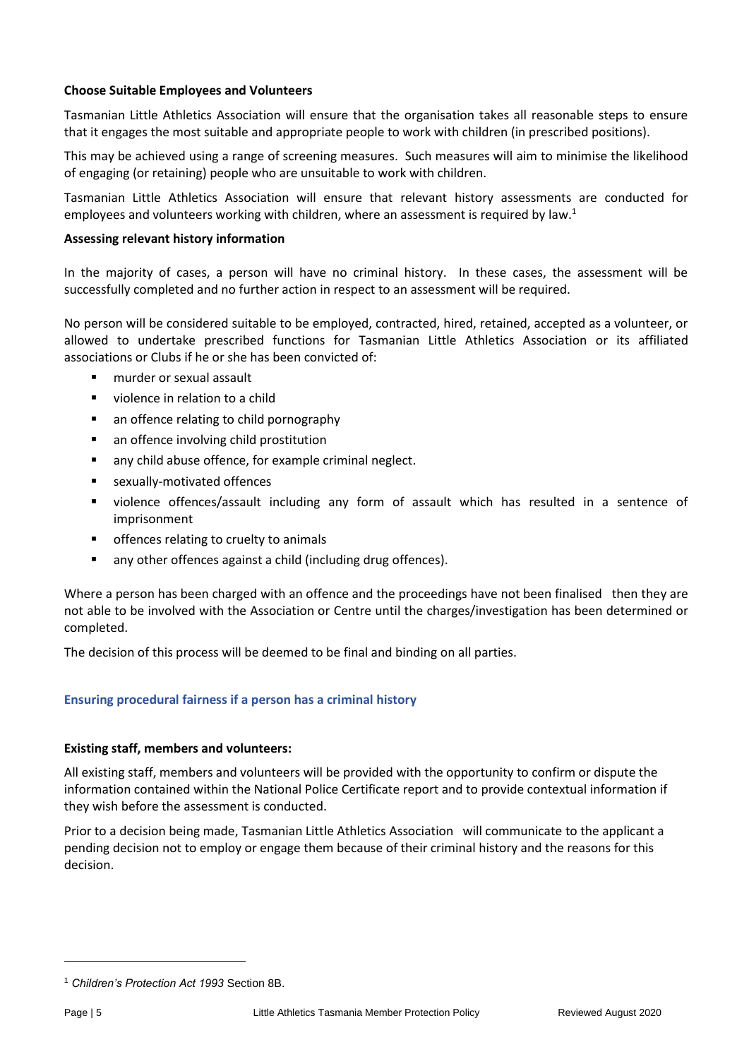**Choose Suitable Employees and Volunteers**

Tasmanian Little Athletics Association will ensure that the organisation takes all reasonable steps to ensure that it engages the most suitable and appropriate people to work with children (in prescribed positions).

This may be achieved using a range of screening measures. Such measures will aim to minimise the likelihood of engaging (or retaining) people who are unsuitable to work with children.

Tasmanian Little Athletics Association will ensure that relevant history assessments are conducted for employees and volunteers working with children, where an assessment is required by law.[1]

**Assessing relevant history information**

In the majority of cases, a person will have no criminal history. In these cases, the assessment will be successfully completed and no further action in respect to an assessment will be required.

No person will be considered suitable to be employed, contracted, hired, retained, accepted as a volunteer, or allowed to undertake prescribed functions for Tasmanian Little Athletics Association or its affiliated associations or Clubs if he or she has been convicted of:

- murder or sexual assault
- violence in relation to a child
- an offence relating to child pornography
- an offence involving child prostitution
- any child abuse offence, for example criminal neglect.
- sexually-motivated offences
- violence offences/assault including any form of assault which has resulted in a sentence of imprisonment
- offences relating to cruelty to animals
- any other offences against a child (including drug offences).

Where a person has been charged with an offence and the proceedings have not been finalised then they are not able to be involved with the Association or Centre until the charges/investigation has been determined or completed.

The decision of this process will be deemed to be final and binding on all parties.

### Ensuring procedural fairness if a person has a criminal history

**Existing staff, members and volunteers:**

All existing staff, members and volunteers will be provided with the opportunity to confirm or dispute the information contained within the National Police Certificate report and to provide contextual information if they wish before the assessment is conducted.

Prior to a decision being made, Tasmanian Little Athletics Association will communicate to the applicant a pending decision not to employ or engage them because of their criminal history and the reasons for this decision.

---

[1] *Children's Protection Act 1993* Section 8B.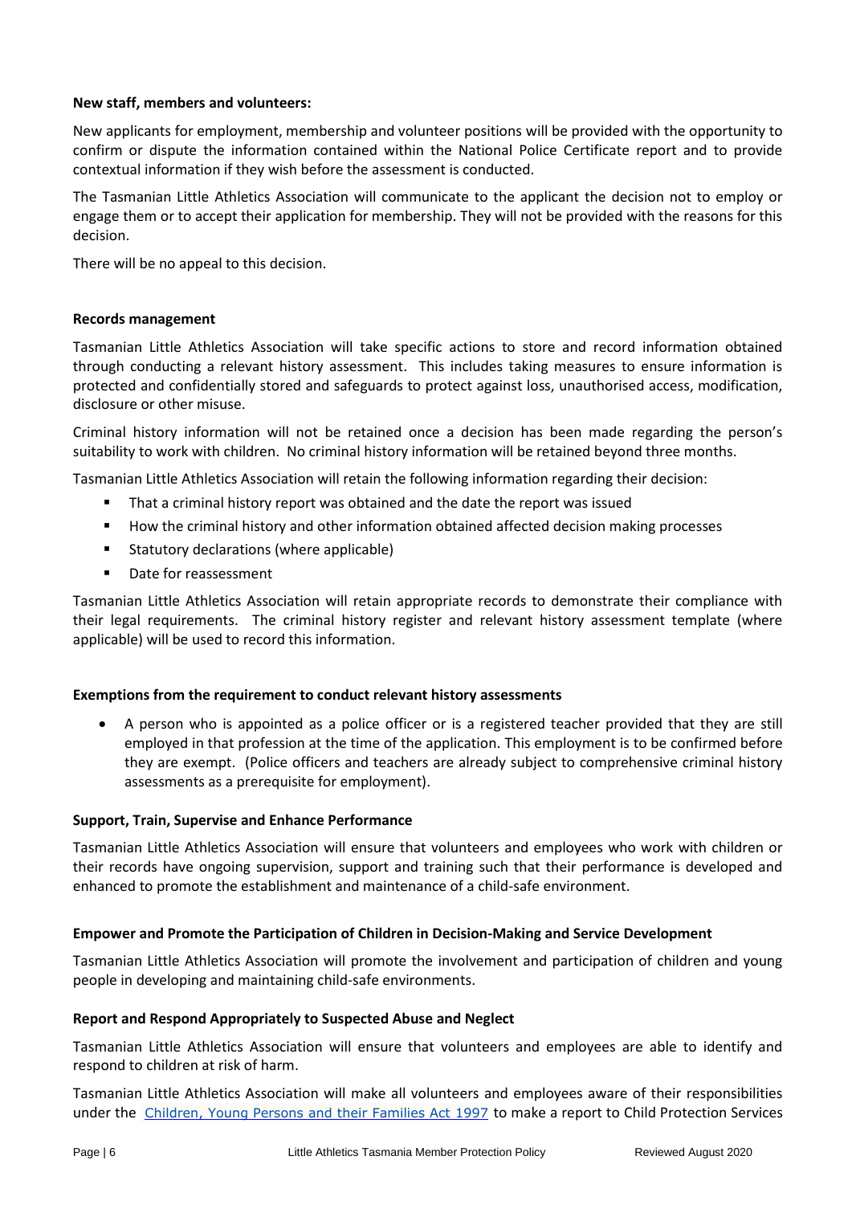**New staff, members and volunteers:**

New applicants for employment, membership and volunteer positions will be provided with the opportunity to confirm or dispute the information contained within the National Police Certificate report and to provide contextual information if they wish before the assessment is conducted.

The Tasmanian Little Athletics Association will communicate to the applicant the decision not to employ or engage them or to accept their application for membership. They will not be provided with the reasons for this decision.

There will be no appeal to this decision.

**Records management**

Tasmanian Little Athletics Association will take specific actions to store and record information obtained through conducting a relevant history assessment. This includes taking measures to ensure information is protected and confidentially stored and safeguards to protect against loss, unauthorised access, modification, disclosure or other misuse.

Criminal history information will not be retained once a decision has been made regarding the person's suitability to work with children. No criminal history information will be retained beyond three months.

Tasmanian Little Athletics Association will retain the following information regarding their decision:

- That a criminal history report was obtained and the date the report was issued
- How the criminal history and other information obtained affected decision making processes
- Statutory declarations (where applicable)
- Date for reassessment

Tasmanian Little Athletics Association will retain appropriate records to demonstrate their compliance with their legal requirements. The criminal history register and relevant history assessment template (where applicable) will be used to record this information.

**Exemptions from the requirement to conduct relevant history assessments**

- A person who is appointed as a police officer or is a registered teacher provided that they are still employed in that profession at the time of the application. This employment is to be confirmed before they are exempt. (Police officers and teachers are already subject to comprehensive criminal history assessments as a prerequisite for employment).

**Support, Train, Supervise and Enhance Performance**

Tasmanian Little Athletics Association will ensure that volunteers and employees who work with children or their records have ongoing supervision, support and training such that their performance is developed and enhanced to promote the establishment and maintenance of a child-safe environment.

**Empower and Promote the Participation of Children in Decision-Making and Service Development**

Tasmanian Little Athletics Association will promote the involvement and participation of children and young people in developing and maintaining child-safe environments.

**Report and Respond Appropriately to Suspected Abuse and Neglect**

Tasmanian Little Athletics Association will ensure that volunteers and employees are able to identify and respond to children at risk of harm.

Tasmanian Little Athletics Association will make all volunteers and employees aware of their responsibilities under the Children, Young Persons and their Families Act 1997 to make a report to Child Protection Services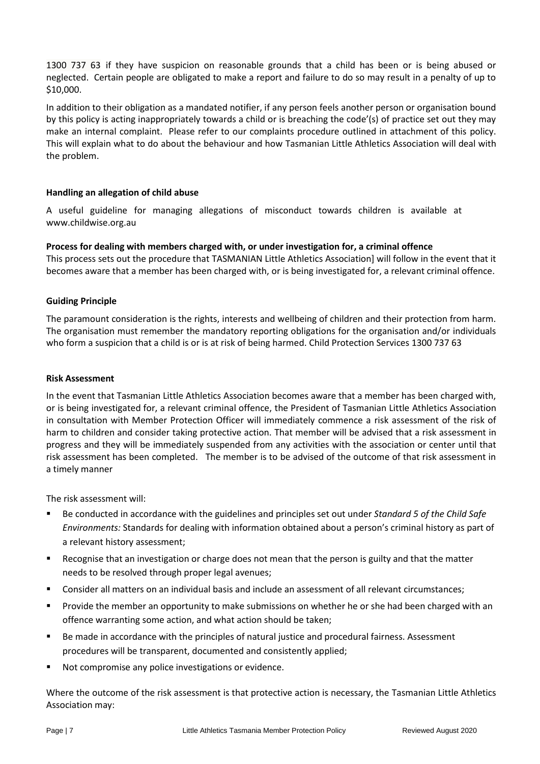1300 737 63 if they have suspicion on reasonable grounds that a child has been or is being abused or neglected. Certain people are obligated to make a report and failure to do so may result in a penalty of up to $10,000.

In addition to their obligation as a mandated notifier, if any person feels another person or organisation bound by this policy is acting inappropriately towards a child or is breaching the code'(s) of practice set out they may make an internal complaint. Please refer to our complaints procedure outlined in attachment of this policy. This will explain what to do about the behaviour and how Tasmanian Little Athletics Association will deal with the problem.

**Handling an allegation of child abuse**

A useful guideline for managing allegations of misconduct towards children is available at www.childwise.org.au

**Process for dealing with members charged with, or under investigation for, a criminal offence**

This process sets out the procedure that TASMANIAN Little Athletics Association] will follow in the event that it becomes aware that a member has been charged with, or is being investigated for, a relevant criminal offence.

**Guiding Principle**

The paramount consideration is the rights, interests and wellbeing of children and their protection from harm. The organisation must remember the mandatory reporting obligations for the organisation and/or individuals who form a suspicion that a child is or is at risk of being harmed. Child Protection Services 1300 737 63

**Risk Assessment**

In the event that Tasmanian Little Athletics Association becomes aware that a member has been charged with, or is being investigated for, a relevant criminal offence, the President of Tasmanian Little Athletics Association in consultation with Member Protection Officer will immediately commence a risk assessment of the risk of harm to children and consider taking protective action. That member will be advised that a risk assessment in progress and they will be immediately suspended from any activities with the association or center until that risk assessment has been completed. The member is to be advised of the outcome of that risk assessment in a timely manner

The risk assessment will:

- Be conducted in accordance with the guidelines and principles set out under *Standard 5 of the Child Safe Environments:* Standards for dealing with information obtained about a person's criminal history as part of a relevant history assessment;
- Recognise that an investigation or charge does not mean that the person is guilty and that the matter needs to be resolved through proper legal avenues;
- Consider all matters on an individual basis and include an assessment of all relevant circumstances;
- Provide the member an opportunity to make submissions on whether he or she had been charged with an offence warranting some action, and what action should be taken;
- Be made in accordance with the principles of natural justice and procedural fairness. Assessment procedures will be transparent, documented and consistently applied;
- Not compromise any police investigations or evidence.

Where the outcome of the risk assessment is that protective action is necessary, the Tasmanian Little Athletics Association may: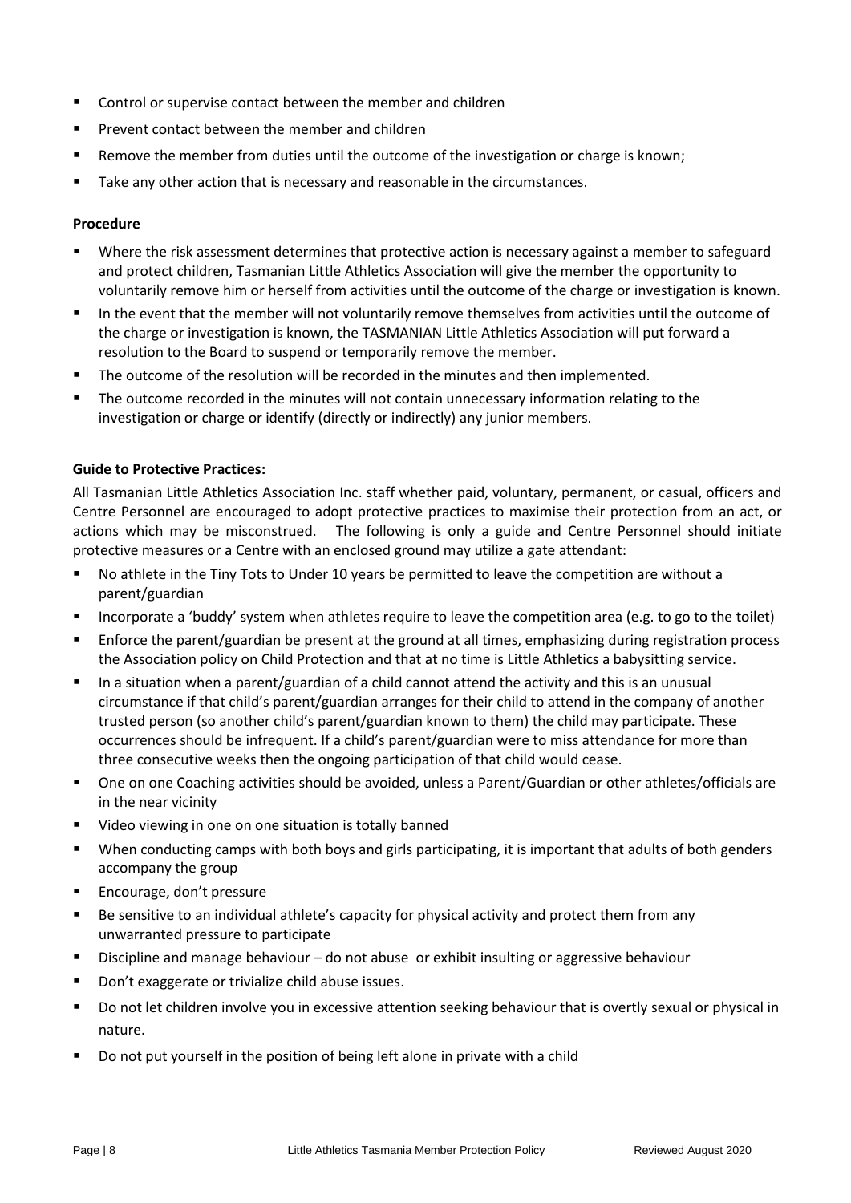- Control or supervise contact between the member and children
- Prevent contact between the member and children
- Remove the member from duties until the outcome of the investigation or charge is known;
- Take any other action that is necessary and reasonable in the circumstances.

**Procedure**

- Where the risk assessment determines that protective action is necessary against a member to safeguard and protect children, Tasmanian Little Athletics Association will give the member the opportunity to voluntarily remove him or herself from activities until the outcome of the charge or investigation is known.
- In the event that the member will not voluntarily remove themselves from activities until the outcome of the charge or investigation is known, the TASMANIAN Little Athletics Association will put forward a resolution to the Board to suspend or temporarily remove the member.
- The outcome of the resolution will be recorded in the minutes and then implemented.
- The outcome recorded in the minutes will not contain unnecessary information relating to the investigation or charge or identify (directly or indirectly) any junior members.

**Guide to Protective Practices:**

All Tasmanian Little Athletics Association Inc. staff whether paid, voluntary, permanent, or casual, officers and Centre Personnel are encouraged to adopt protective practices to maximise their protection from an act, or actions which may be misconstrued. The following is only a guide and Centre Personnel should initiate protective measures or a Centre with an enclosed ground may utilize a gate attendant:

- No athlete in the Tiny Tots to Under 10 years be permitted to leave the competition are without a parent/guardian
- Incorporate a 'buddy' system when athletes require to leave the competition area (e.g. to go to the toilet)
- Enforce the parent/guardian be present at the ground at all times, emphasizing during registration process the Association policy on Child Protection and that at no time is Little Athletics a babysitting service.
- In a situation when a parent/guardian of a child cannot attend the activity and this is an unusual circumstance if that child's parent/guardian arranges for their child to attend in the company of another trusted person (so another child's parent/guardian known to them) the child may participate. These occurrences should be infrequent. If a child's parent/guardian were to miss attendance for more than three consecutive weeks then the ongoing participation of that child would cease.
- One on one Coaching activities should be avoided, unless a Parent/Guardian or other athletes/officials are in the near vicinity
- Video viewing in one on one situation is totally banned
- When conducting camps with both boys and girls participating, it is important that adults of both genders accompany the group
- Encourage, don't pressure
- Be sensitive to an individual athlete's capacity for physical activity and protect them from any unwarranted pressure to participate
- Discipline and manage behaviour – do not abuse or exhibit insulting or aggressive behaviour
- Don't exaggerate or trivialize child abuse issues.
- Do not let children involve you in excessive attention seeking behaviour that is overtly sexual or physical in nature.
- Do not put yourself in the position of being left alone in private with a child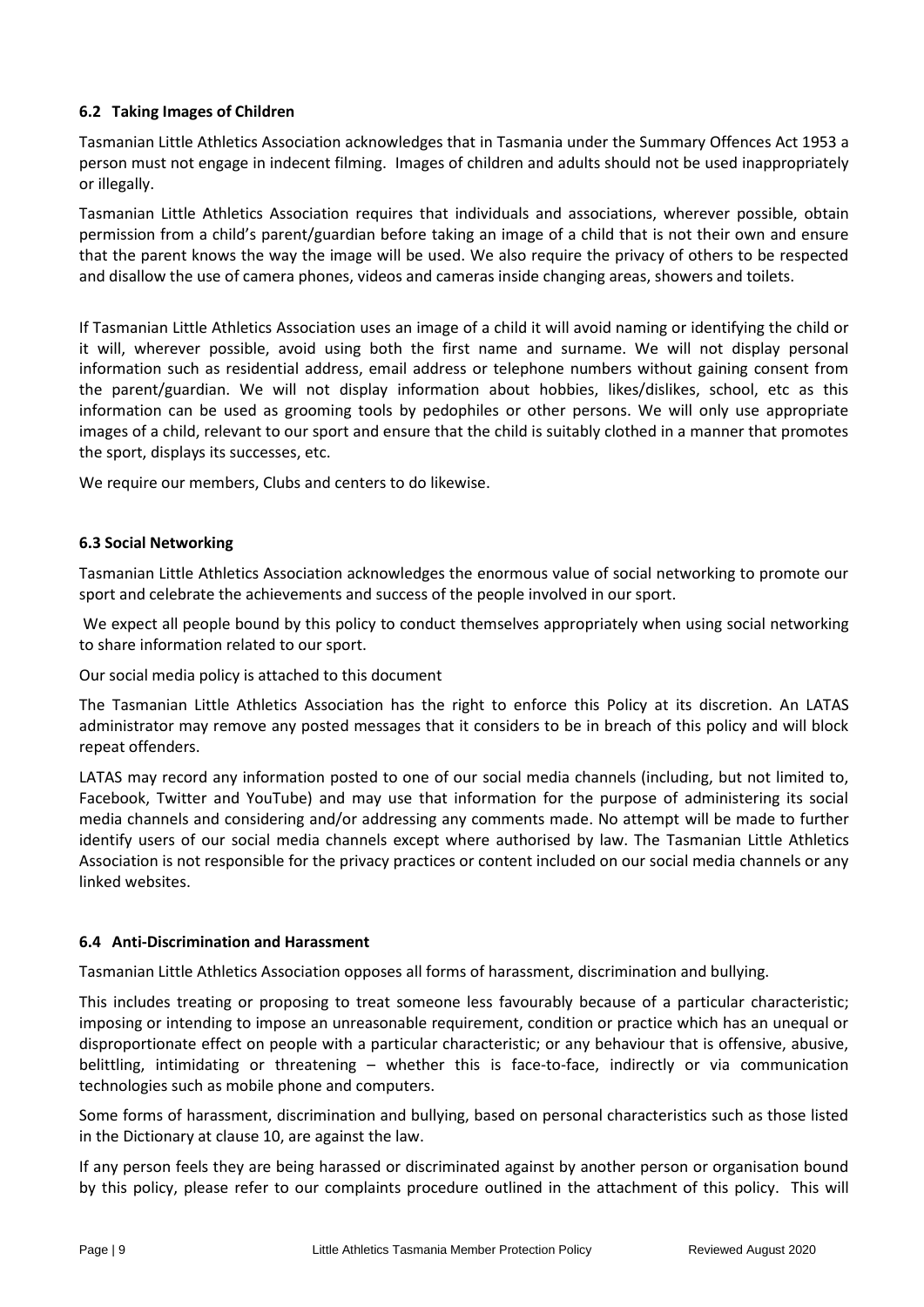### 6.2 Taking Images of Children

Tasmanian Little Athletics Association acknowledges that in Tasmania under the Summary Offences Act 1953 a person must not engage in indecent filming. Images of children and adults should not be used inappropriately or illegally.

Tasmanian Little Athletics Association requires that individuals and associations, wherever possible, obtain permission from a child's parent/guardian before taking an image of a child that is not their own and ensure that the parent knows the way the image will be used. We also require the privacy of others to be respected and disallow the use of camera phones, videos and cameras inside changing areas, showers and toilets.

If Tasmanian Little Athletics Association uses an image of a child it will avoid naming or identifying the child or it will, wherever possible, avoid using both the first name and surname. We will not display personal information such as residential address, email address or telephone numbers without gaining consent from the parent/guardian. We will not display information about hobbies, likes/dislikes, school, etc as this information can be used as grooming tools by pedophiles or other persons. We will only use appropriate images of a child, relevant to our sport and ensure that the child is suitably clothed in a manner that promotes the sport, displays its successes, etc.

We require our members, Clubs and centers to do likewise.

### 6.3 Social Networking

Tasmanian Little Athletics Association acknowledges the enormous value of social networking to promote our sport and celebrate the achievements and success of the people involved in our sport.

We expect all people bound by this policy to conduct themselves appropriately when using social networking to share information related to our sport.

Our social media policy is attached to this document

The Tasmanian Little Athletics Association has the right to enforce this Policy at its discretion. An LATAS administrator may remove any posted messages that it considers to be in breach of this policy and will block repeat offenders.

LATAS may record any information posted to one of our social media channels (including, but not limited to, Facebook, Twitter and YouTube) and may use that information for the purpose of administering its social media channels and considering and/or addressing any comments made. No attempt will be made to further identify users of our social media channels except where authorised by law. The Tasmanian Little Athletics Association is not responsible for the privacy practices or content included on our social media channels or any linked websites.

### 6.4 Anti-Discrimination and Harassment

Tasmanian Little Athletics Association opposes all forms of harassment, discrimination and bullying.

This includes treating or proposing to treat someone less favourably because of a particular characteristic; imposing or intending to impose an unreasonable requirement, condition or practice which has an unequal or disproportionate effect on people with a particular characteristic; or any behaviour that is offensive, abusive, belittling, intimidating or threatening – whether this is face-to-face, indirectly or via communication technologies such as mobile phone and computers.

Some forms of harassment, discrimination and bullying, based on personal characteristics such as those listed in the Dictionary at clause 10, are against the law.

If any person feels they are being harassed or discriminated against by another person or organisation bound by this policy, please refer to our complaints procedure outlined in the attachment of this policy. This will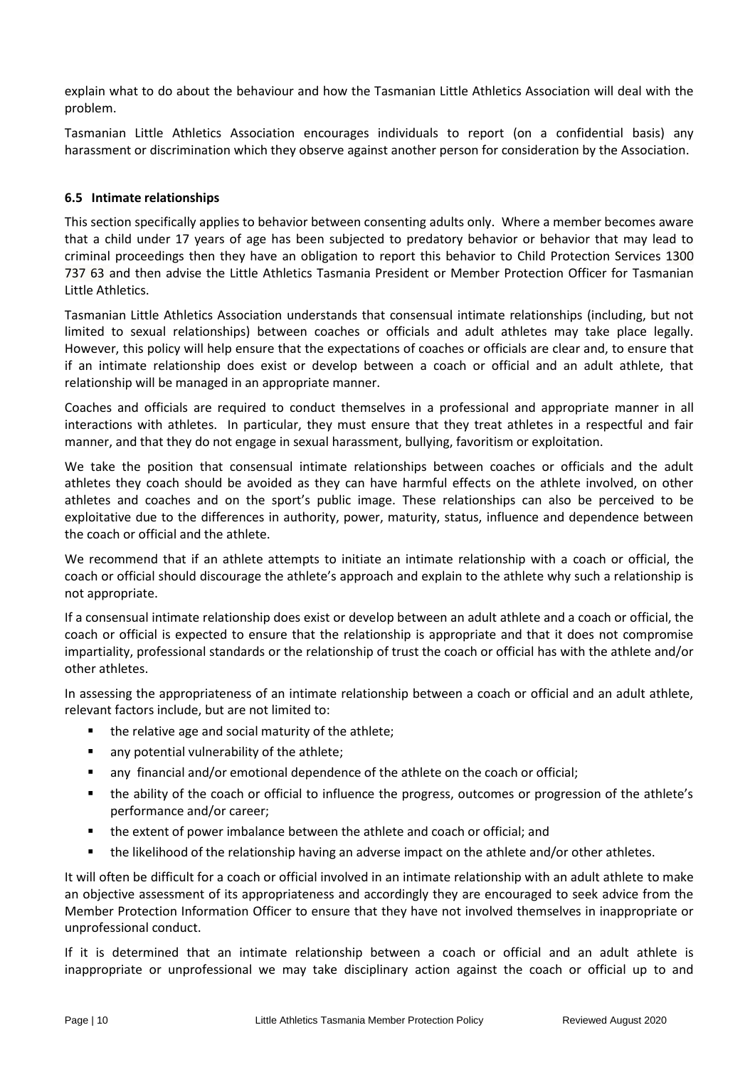explain what to do about the behaviour and how the Tasmanian Little Athletics Association will deal with the problem.

Tasmanian Little Athletics Association encourages individuals to report (on a confidential basis) any harassment or discrimination which they observe against another person for consideration by the Association.

### 6.5 Intimate relationships

This section specifically applies to behavior between consenting adults only. Where a member becomes aware that a child under 17 years of age has been subjected to predatory behavior or behavior that may lead to criminal proceedings then they have an obligation to report this behavior to Child Protection Services 1300 737 63 and then advise the Little Athletics Tasmania President or Member Protection Officer for Tasmanian Little Athletics.

Tasmanian Little Athletics Association understands that consensual intimate relationships (including, but not limited to sexual relationships) between coaches or officials and adult athletes may take place legally. However, this policy will help ensure that the expectations of coaches or officials are clear and, to ensure that if an intimate relationship does exist or develop between a coach or official and an adult athlete, that relationship will be managed in an appropriate manner.

Coaches and officials are required to conduct themselves in a professional and appropriate manner in all interactions with athletes. In particular, they must ensure that they treat athletes in a respectful and fair manner, and that they do not engage in sexual harassment, bullying, favoritism or exploitation.

We take the position that consensual intimate relationships between coaches or officials and the adult athletes they coach should be avoided as they can have harmful effects on the athlete involved, on other athletes and coaches and on the sport's public image. These relationships can also be perceived to be exploitative due to the differences in authority, power, maturity, status, influence and dependence between the coach or official and the athlete.

We recommend that if an athlete attempts to initiate an intimate relationship with a coach or official, the coach or official should discourage the athlete's approach and explain to the athlete why such a relationship is not appropriate.

If a consensual intimate relationship does exist or develop between an adult athlete and a coach or official, the coach or official is expected to ensure that the relationship is appropriate and that it does not compromise impartiality, professional standards or the relationship of trust the coach or official has with the athlete and/or other athletes.

In assessing the appropriateness of an intimate relationship between a coach or official and an adult athlete, relevant factors include, but are not limited to:

- the relative age and social maturity of the athlete;
- any potential vulnerability of the athlete;
- any financial and/or emotional dependence of the athlete on the coach or official;
- the ability of the coach or official to influence the progress, outcomes or progression of the athlete's performance and/or career;
- the extent of power imbalance between the athlete and coach or official; and
- the likelihood of the relationship having an adverse impact on the athlete and/or other athletes.

It will often be difficult for a coach or official involved in an intimate relationship with an adult athlete to make an objective assessment of its appropriateness and accordingly they are encouraged to seek advice from the Member Protection Information Officer to ensure that they have not involved themselves in inappropriate or unprofessional conduct.

If it is determined that an intimate relationship between a coach or official and an adult athlete is inappropriate or unprofessional we may take disciplinary action against the coach or official up to and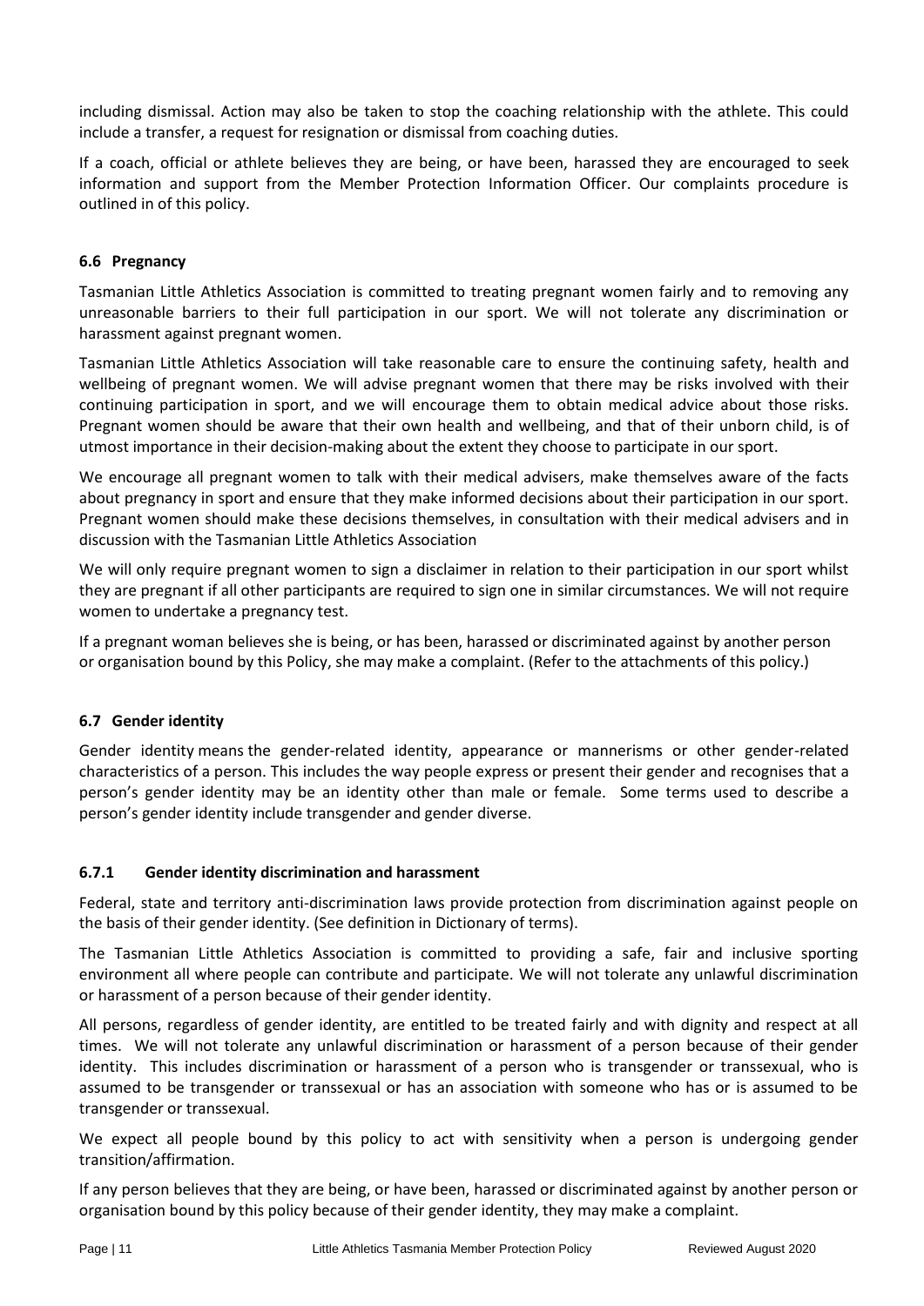including dismissal. Action may also be taken to stop the coaching relationship with the athlete. This could include a transfer, a request for resignation or dismissal from coaching duties.

If a coach, official or athlete believes they are being, or have been, harassed they are encouraged to seek information and support from the Member Protection Information Officer. Our complaints procedure is outlined in of this policy.

### 6.6 Pregnancy

Tasmanian Little Athletics Association is committed to treating pregnant women fairly and to removing any unreasonable barriers to their full participation in our sport. We will not tolerate any discrimination or harassment against pregnant women.

Tasmanian Little Athletics Association will take reasonable care to ensure the continuing safety, health and wellbeing of pregnant women. We will advise pregnant women that there may be risks involved with their continuing participation in sport, and we will encourage them to obtain medical advice about those risks. Pregnant women should be aware that their own health and wellbeing, and that of their unborn child, is of utmost importance in their decision-making about the extent they choose to participate in our sport.

We encourage all pregnant women to talk with their medical advisers, make themselves aware of the facts about pregnancy in sport and ensure that they make informed decisions about their participation in our sport. Pregnant women should make these decisions themselves, in consultation with their medical advisers and in discussion with the Tasmanian Little Athletics Association

We will only require pregnant women to sign a disclaimer in relation to their participation in our sport whilst they are pregnant if all other participants are required to sign one in similar circumstances. We will not require women to undertake a pregnancy test.

If a pregnant woman believes she is being, or has been, harassed or discriminated against by another person or organisation bound by this Policy, she may make a complaint. (Refer to the attachments of this policy.)

### 6.7 Gender identity

Gender identity means the gender-related identity, appearance or mannerisms or other gender-related characteristics of a person. This includes the way people express or present their gender and recognises that a person's gender identity may be an identity other than male or female. Some terms used to describe a person's gender identity include transgender and gender diverse.

#### 6.7.1 Gender identity discrimination and harassment

Federal, state and territory anti-discrimination laws provide protection from discrimination against people on the basis of their gender identity. (See definition in Dictionary of terms).

The Tasmanian Little Athletics Association is committed to providing a safe, fair and inclusive sporting environment all where people can contribute and participate. We will not tolerate any unlawful discrimination or harassment of a person because of their gender identity.

All persons, regardless of gender identity, are entitled to be treated fairly and with dignity and respect at all times. We will not tolerate any unlawful discrimination or harassment of a person because of their gender identity. This includes discrimination or harassment of a person who is transgender or transsexual, who is assumed to be transgender or transsexual or has an association with someone who has or is assumed to be transgender or transsexual.

We expect all people bound by this policy to act with sensitivity when a person is undergoing gender transition/affirmation.

If any person believes that they are being, or have been, harassed or discriminated against by another person or organisation bound by this policy because of their gender identity, they may make a complaint.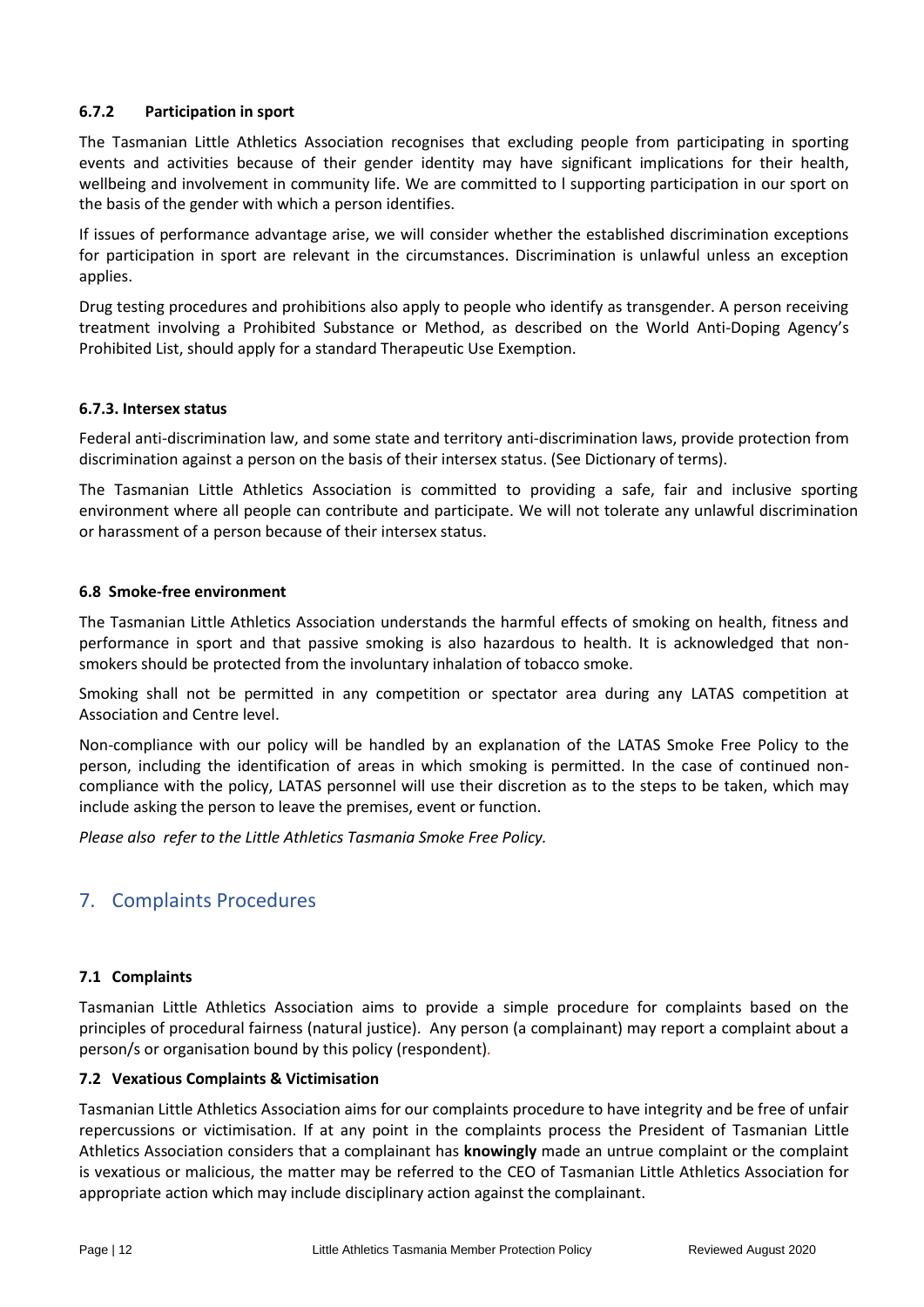#### 6.7.2 Participation in sport

The Tasmanian Little Athletics Association recognises that excluding people from participating in sporting events and activities because of their gender identity may have significant implications for their health, wellbeing and involvement in community life. We are committed to l supporting participation in our sport on the basis of the gender with which a person identifies.

If issues of performance advantage arise, we will consider whether the established discrimination exceptions for participation in sport are relevant in the circumstances. Discrimination is unlawful unless an exception applies.

Drug testing procedures and prohibitions also apply to people who identify as transgender. A person receiving treatment involving a Prohibited Substance or Method, as described on the World Anti-Doping Agency's Prohibited List, should apply for a standard Therapeutic Use Exemption.

#### 6.7.3. Intersex status

Federal anti-discrimination law, and some state and territory anti-discrimination laws, provide protection from discrimination against a person on the basis of their intersex status. (See Dictionary of terms).

The Tasmanian Little Athletics Association is committed to providing a safe, fair and inclusive sporting environment where all people can contribute and participate. We will not tolerate any unlawful discrimination or harassment of a person because of their intersex status.

### 6.8 Smoke-free environment

The Tasmanian Little Athletics Association understands the harmful effects of smoking on health, fitness and performance in sport and that passive smoking is also hazardous to health. It is acknowledged that non-smokers should be protected from the involuntary inhalation of tobacco smoke.

Smoking shall not be permitted in any competition or spectator area during any LATAS competition at Association and Centre level.

Non-compliance with our policy will be handled by an explanation of the LATAS Smoke Free Policy to the person, including the identification of areas in which smoking is permitted. In the case of continued non-compliance with the policy, LATAS personnel will use their discretion as to the steps to be taken, which may include asking the person to leave the premises, event or function.

*Please also refer to the Little Athletics Tasmania Smoke Free Policy.*

## 7. Complaints Procedures

### 7.1 Complaints

Tasmanian Little Athletics Association aims to provide a simple procedure for complaints based on the principles of procedural fairness (natural justice). Any person (a complainant) may report a complaint about a person/s or organisation bound by this policy (respondent).

### 7.2 Vexatious Complaints & Victimisation

Tasmanian Little Athletics Association aims for our complaints procedure to have integrity and be free of unfair repercussions or victimisation. If at any point in the complaints process the President of Tasmanian Little Athletics Association considers that a complainant has **knowingly** made an untrue complaint or the complaint is vexatious or malicious, the matter may be referred to the CEO of Tasmanian Little Athletics Association for appropriate action which may include disciplinary action against the complainant.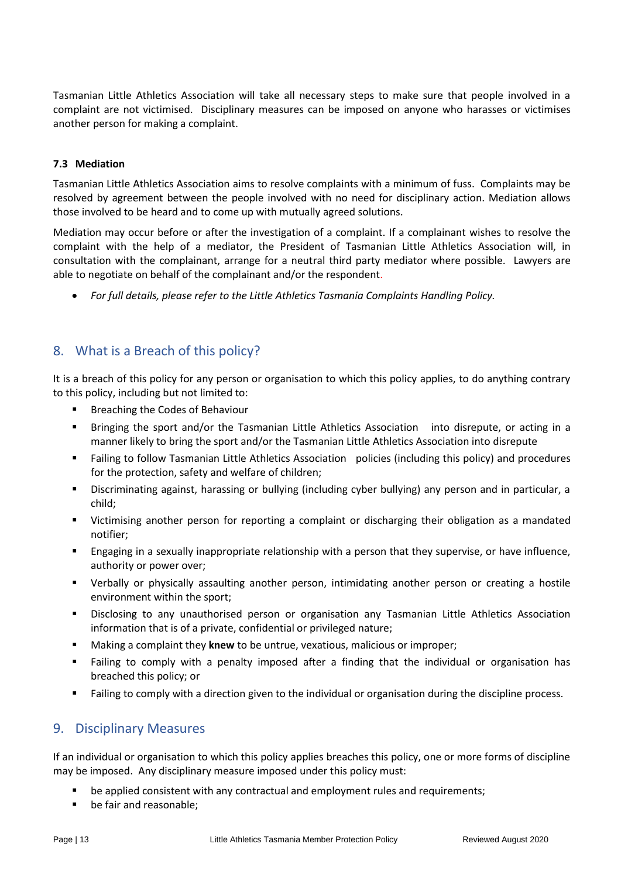Tasmanian Little Athletics Association will take all necessary steps to make sure that people involved in a complaint are not victimised. Disciplinary measures can be imposed on anyone who harasses or victimises another person for making a complaint.

#### 7.3 Mediation

Tasmanian Little Athletics Association aims to resolve complaints with a minimum of fuss. Complaints may be resolved by agreement between the people involved with no need for disciplinary action. Mediation allows those involved to be heard and to come up with mutually agreed solutions.

Mediation may occur before or after the investigation of a complaint. If a complainant wishes to resolve the complaint with the help of a mediator, the President of Tasmanian Little Athletics Association will, in consultation with the complainant, arrange for a neutral third party mediator where possible. Lawyers are able to negotiate on behalf of the complainant and/or the respondent.

- *For full details, please refer to the Little Athletics Tasmania Complaints Handling Policy.*

## 8. What is a Breach of this policy?

It is a breach of this policy for any person or organisation to which this policy applies, to do anything contrary to this policy, including but not limited to:

- Breaching the Codes of Behaviour
- Bringing the sport and/or the Tasmanian Little Athletics Association into disrepute, or acting in a manner likely to bring the sport and/or the Tasmanian Little Athletics Association into disrepute
- Failing to follow Tasmanian Little Athletics Association policies (including this policy) and procedures for the protection, safety and welfare of children;
- Discriminating against, harassing or bullying (including cyber bullying) any person and in particular, a child;
- Victimising another person for reporting a complaint or discharging their obligation as a mandated notifier;
- Engaging in a sexually inappropriate relationship with a person that they supervise, or have influence, authority or power over;
- Verbally or physically assaulting another person, intimidating another person or creating a hostile environment within the sport;
- Disclosing to any unauthorised person or organisation any Tasmanian Little Athletics Association information that is of a private, confidential or privileged nature;
- Making a complaint they **knew** to be untrue, vexatious, malicious or improper;
- Failing to comply with a penalty imposed after a finding that the individual or organisation has breached this policy; or
- Failing to comply with a direction given to the individual or organisation during the discipline process.

## 9. Disciplinary Measures

If an individual or organisation to which this policy applies breaches this policy, one or more forms of discipline may be imposed. Any disciplinary measure imposed under this policy must:

- be applied consistent with any contractual and employment rules and requirements;
- be fair and reasonable;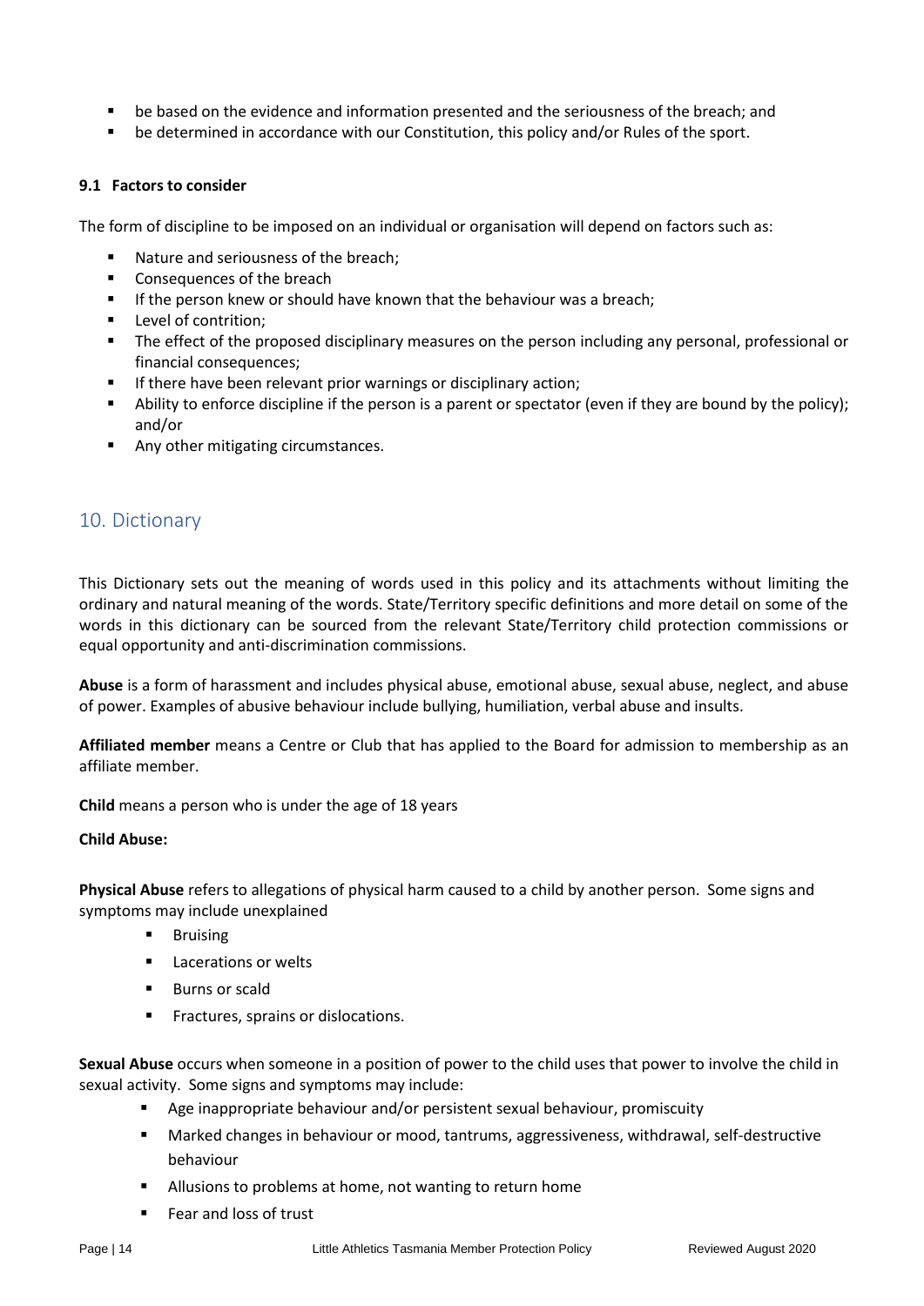- be based on the evidence and information presented and the seriousness of the breach; and
- be determined in accordance with our Constitution, this policy and/or Rules of the sport.

### 9.1 Factors to consider

The form of discipline to be imposed on an individual or organisation will depend on factors such as:

- Nature and seriousness of the breach;
- Consequences of the breach
- If the person knew or should have known that the behaviour was a breach;
- Level of contrition;
- The effect of the proposed disciplinary measures on the person including any personal, professional or financial consequences;
- If there have been relevant prior warnings or disciplinary action;
- Ability to enforce discipline if the person is a parent or spectator (even if they are bound by the policy); and/or
- Any other mitigating circumstances.

## 10. Dictionary

This Dictionary sets out the meaning of words used in this policy and its attachments without limiting the ordinary and natural meaning of the words. State/Territory specific definitions and more detail on some of the words in this dictionary can be sourced from the relevant State/Territory child protection commissions or equal opportunity and anti-discrimination commissions.

**Abuse** is a form of harassment and includes physical abuse, emotional abuse, sexual abuse, neglect, and abuse of power. Examples of abusive behaviour include bullying, humiliation, verbal abuse and insults.

**Affiliated member** means a Centre or Club that has applied to the Board for admission to membership as an affiliate member.

**Child** means a person who is under the age of 18 years

**Child Abuse:**

**Physical Abuse** refers to allegations of physical harm caused to a child by another person. Some signs and symptoms may include unexplained

- Bruising
- Lacerations or welts
- Burns or scald
- Fractures, sprains or dislocations.

**Sexual Abuse** occurs when someone in a position of power to the child uses that power to involve the child in sexual activity. Some signs and symptoms may include:

- Age inappropriate behaviour and/or persistent sexual behaviour, promiscuity
- Marked changes in behaviour or mood, tantrums, aggressiveness, withdrawal, self-destructive behaviour
- Allusions to problems at home, not wanting to return home
- Fear and loss of trust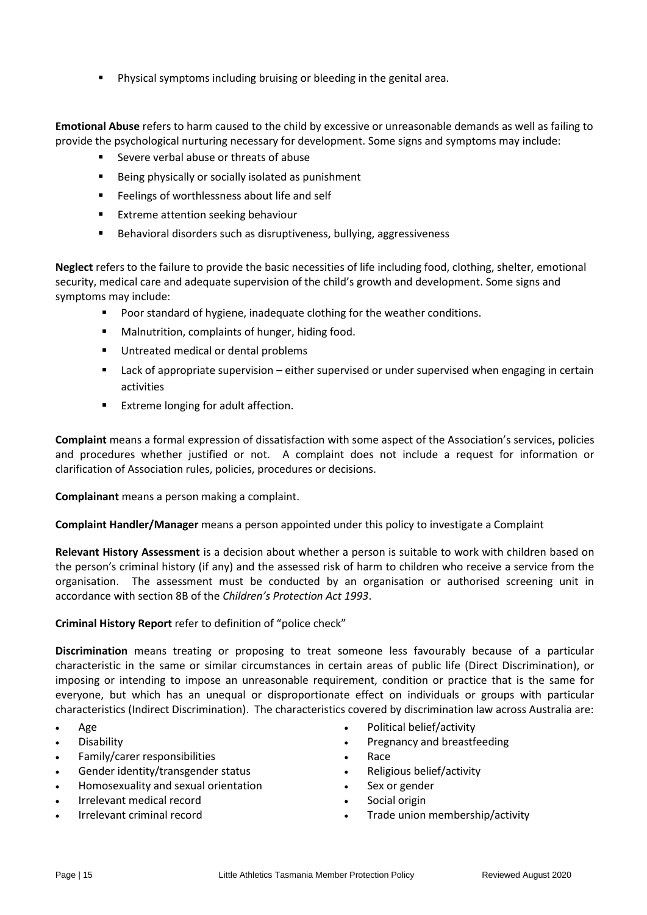- Physical symptoms including bruising or bleeding in the genital area.

**Emotional Abuse** refers to harm caused to the child by excessive or unreasonable demands as well as failing to provide the psychological nurturing necessary for development. Some signs and symptoms may include:

- Severe verbal abuse or threats of abuse
- Being physically or socially isolated as punishment
- Feelings of worthlessness about life and self
- Extreme attention seeking behaviour
- Behavioral disorders such as disruptiveness, bullying, aggressiveness

**Neglect** refers to the failure to provide the basic necessities of life including food, clothing, shelter, emotional security, medical care and adequate supervision of the child's growth and development. Some signs and symptoms may include:

- Poor standard of hygiene, inadequate clothing for the weather conditions.
- Malnutrition, complaints of hunger, hiding food.
- Untreated medical or dental problems
- Lack of appropriate supervision – either supervised or under supervised when engaging in certain activities
- Extreme longing for adult affection.

**Complaint** means a formal expression of dissatisfaction with some aspect of the Association's services, policies and procedures whether justified or not. A complaint does not include a request for information or clarification of Association rules, policies, procedures or decisions.

**Complainant** means a person making a complaint.

**Complaint Handler/Manager** means a person appointed under this policy to investigate a Complaint

**Relevant History Assessment** is a decision about whether a person is suitable to work with children based on the person's criminal history (if any) and the assessed risk of harm to children who receive a service from the organisation. The assessment must be conducted by an organisation or authorised screening unit in accordance with section 8B of the *Children's Protection Act 1993*.

**Criminal History Report** refer to definition of "police check"

**Discrimination** means treating or proposing to treat someone less favourably because of a particular characteristic in the same or similar circumstances in certain areas of public life (Direct Discrimination), or imposing or intending to impose an unreasonable requirement, condition or practice that is the same for everyone, but which has an unequal or disproportionate effect on individuals or groups with particular characteristics (Indirect Discrimination). The characteristics covered by discrimination law across Australia are:

- Age
- Disability
- Family/carer responsibilities
- Gender identity/transgender status
- Homosexuality and sexual orientation
- Irrelevant medical record
- Irrelevant criminal record
- Political belief/activity
- Pregnancy and breastfeeding
- Race
- Religious belief/activity
- Sex or gender
- Social origin
- Trade union membership/activity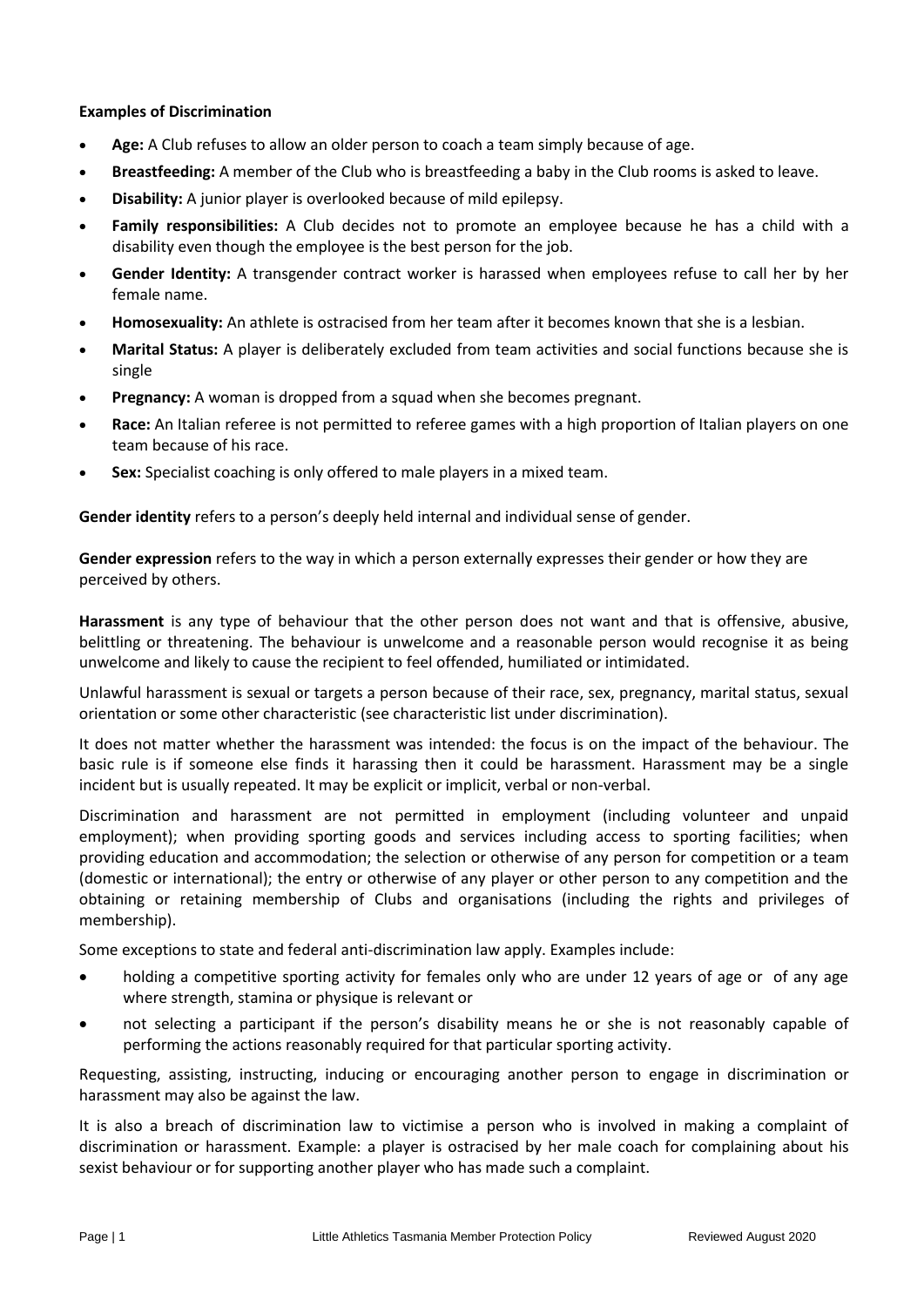**Examples of Discrimination**

- **Age:** A Club refuses to allow an older person to coach a team simply because of age.
- **Breastfeeding:** A member of the Club who is breastfeeding a baby in the Club rooms is asked to leave.
- **Disability:** A junior player is overlooked because of mild epilepsy.
- **Family responsibilities:** A Club decides not to promote an employee because he has a child with a disability even though the employee is the best person for the job.
- **Gender Identity:** A transgender contract worker is harassed when employees refuse to call her by her female name.
- **Homosexuality:** An athlete is ostracised from her team after it becomes known that she is a lesbian.
- **Marital Status:** A player is deliberately excluded from team activities and social functions because she is single
- **Pregnancy:** A woman is dropped from a squad when she becomes pregnant.
- **Race:** An Italian referee is not permitted to referee games with a high proportion of Italian players on one team because of his race.
- **Sex:** Specialist coaching is only offered to male players in a mixed team.

**Gender identity** refers to a person's deeply held internal and individual sense of gender.

**Gender expression** refers to the way in which a person externally expresses their gender or how they are perceived by others.

**Harassment** is any type of behaviour that the other person does not want and that is offensive, abusive, belittling or threatening. The behaviour is unwelcome and a reasonable person would recognise it as being unwelcome and likely to cause the recipient to feel offended, humiliated or intimidated.

Unlawful harassment is sexual or targets a person because of their race, sex, pregnancy, marital status, sexual orientation or some other characteristic (see characteristic list under discrimination).

It does not matter whether the harassment was intended: the focus is on the impact of the behaviour. The basic rule is if someone else finds it harassing then it could be harassment. Harassment may be a single incident but is usually repeated. It may be explicit or implicit, verbal or non-verbal.

Discrimination and harassment are not permitted in employment (including volunteer and unpaid employment); when providing sporting goods and services including access to sporting facilities; when providing education and accommodation; the selection or otherwise of any person for competition or a team (domestic or international); the entry or otherwise of any player or other person to any competition and the obtaining or retaining membership of Clubs and organisations (including the rights and privileges of membership).

Some exceptions to state and federal anti-discrimination law apply. Examples include:

- holding a competitive sporting activity for females only who are under 12 years of age or of any age where strength, stamina or physique is relevant or
- not selecting a participant if the person's disability means he or she is not reasonably capable of performing the actions reasonably required for that particular sporting activity.

Requesting, assisting, instructing, inducing or encouraging another person to engage in discrimination or harassment may also be against the law.

It is also a breach of discrimination law to victimise a person who is involved in making a complaint of discrimination or harassment. Example: a player is ostracised by her male coach for complaining about his sexist behaviour or for supporting another player who has made such a complaint.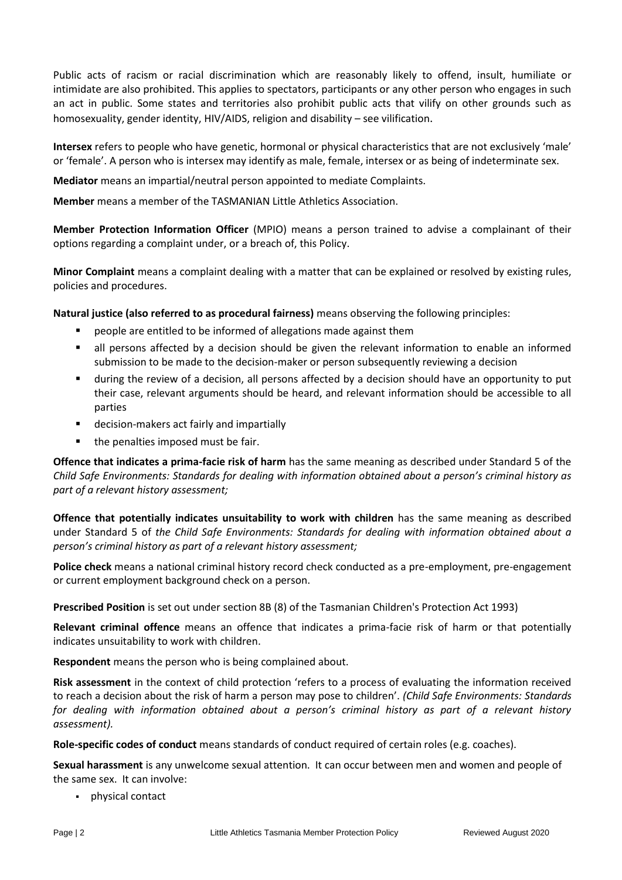Public acts of racism or racial discrimination which are reasonably likely to offend, insult, humiliate or intimidate are also prohibited. This applies to spectators, participants or any other person who engages in such an act in public. Some states and territories also prohibit public acts that vilify on other grounds such as homosexuality, gender identity, HIV/AIDS, religion and disability – see vilification.

**Intersex** refers to people who have genetic, hormonal or physical characteristics that are not exclusively 'male' or 'female'. A person who is intersex may identify as male, female, intersex or as being of indeterminate sex.

**Mediator** means an impartial/neutral person appointed to mediate Complaints.

**Member** means a member of the TASMANIAN Little Athletics Association.

**Member Protection Information Officer** (MPIO) means a person trained to advise a complainant of their options regarding a complaint under, or a breach of, this Policy.

**Minor Complaint** means a complaint dealing with a matter that can be explained or resolved by existing rules, policies and procedures.

**Natural justice (also referred to as procedural fairness)** means observing the following principles:

- people are entitled to be informed of allegations made against them
- all persons affected by a decision should be given the relevant information to enable an informed submission to be made to the decision-maker or person subsequently reviewing a decision
- during the review of a decision, all persons affected by a decision should have an opportunity to put their case, relevant arguments should be heard, and relevant information should be accessible to all parties
- decision-makers act fairly and impartially
- the penalties imposed must be fair.

**Offence that indicates a prima-facie risk of harm** has the same meaning as described under Standard 5 of the *Child Safe Environments: Standards for dealing with information obtained about a person's criminal history as part of a relevant history assessment;*

**Offence that potentially indicates unsuitability to work with children** has the same meaning as described under Standard 5 of *the Child Safe Environments: Standards for dealing with information obtained about a person's criminal history as part of a relevant history assessment;*

**Police check** means a national criminal history record check conducted as a pre-employment, pre-engagement or current employment background check on a person.

**Prescribed Position** is set out under section 8B (8) of the Tasmanian Children's Protection Act 1993)

**Relevant criminal offence** means an offence that indicates a prima-facie risk of harm or that potentially indicates unsuitability to work with children.

**Respondent** means the person who is being complained about.

**Risk assessment** in the context of child protection 'refers to a process of evaluating the information received to reach a decision about the risk of harm a person may pose to children'. *(Child Safe Environments: Standards for dealing with information obtained about a person's criminal history as part of a relevant history assessment).*

**Role-specific codes of conduct** means standards of conduct required of certain roles (e.g. coaches).

**Sexual harassment** is any unwelcome sexual attention. It can occur between men and women and people of the same sex. It can involve:

- physical contact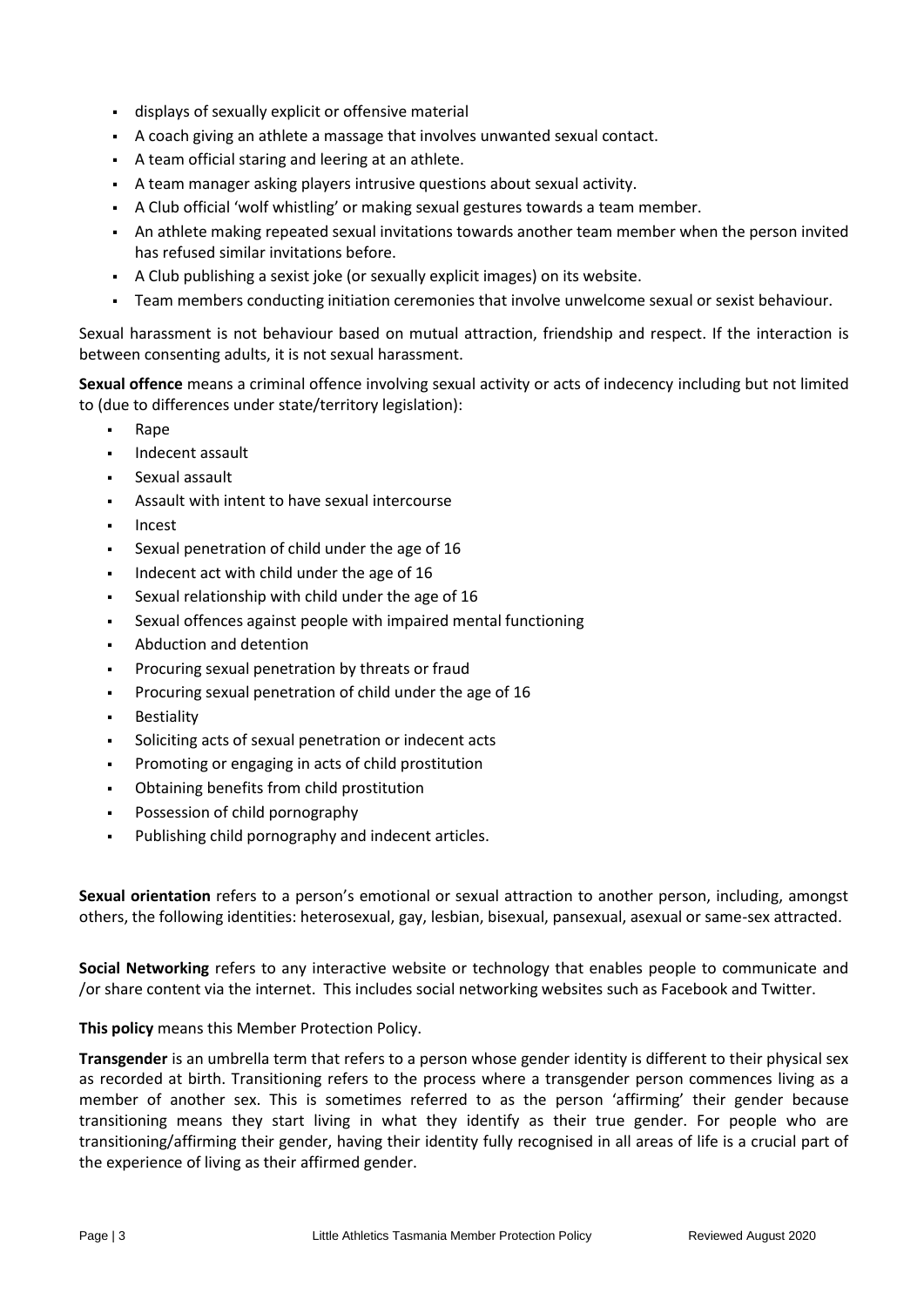- displays of sexually explicit or offensive material
- A coach giving an athlete a massage that involves unwanted sexual contact.
- A team official staring and leering at an athlete.
- A team manager asking players intrusive questions about sexual activity.
- A Club official 'wolf whistling' or making sexual gestures towards a team member.
- An athlete making repeated sexual invitations towards another team member when the person invited has refused similar invitations before.
- A Club publishing a sexist joke (or sexually explicit images) on its website.
- Team members conducting initiation ceremonies that involve unwelcome sexual or sexist behaviour.

Sexual harassment is not behaviour based on mutual attraction, friendship and respect. If the interaction is between consenting adults, it is not sexual harassment.

**Sexual offence** means a criminal offence involving sexual activity or acts of indecency including but not limited to (due to differences under state/territory legislation):

- Rape
- Indecent assault
- Sexual assault
- Assault with intent to have sexual intercourse
- Incest
- Sexual penetration of child under the age of 16
- Indecent act with child under the age of 16
- Sexual relationship with child under the age of 16
- Sexual offences against people with impaired mental functioning
- Abduction and detention
- Procuring sexual penetration by threats or fraud
- Procuring sexual penetration of child under the age of 16
- Bestiality
- Soliciting acts of sexual penetration or indecent acts
- Promoting or engaging in acts of child prostitution
- Obtaining benefits from child prostitution
- Possession of child pornography
- Publishing child pornography and indecent articles.

**Sexual orientation** refers to a person's emotional or sexual attraction to another person, including, amongst others, the following identities: heterosexual, gay, lesbian, bisexual, pansexual, asexual or same-sex attracted.

**Social Networking** refers to any interactive website or technology that enables people to communicate and /or share content via the internet. This includes social networking websites such as Facebook and Twitter.

**This policy** means this Member Protection Policy.

**Transgender** is an umbrella term that refers to a person whose gender identity is different to their physical sex as recorded at birth. Transitioning refers to the process where a transgender person commences living as a member of another sex. This is sometimes referred to as the person 'affirming' their gender because transitioning means they start living in what they identify as their true gender. For people who are transitioning/affirming their gender, having their identity fully recognised in all areas of life is a crucial part of the experience of living as their affirmed gender.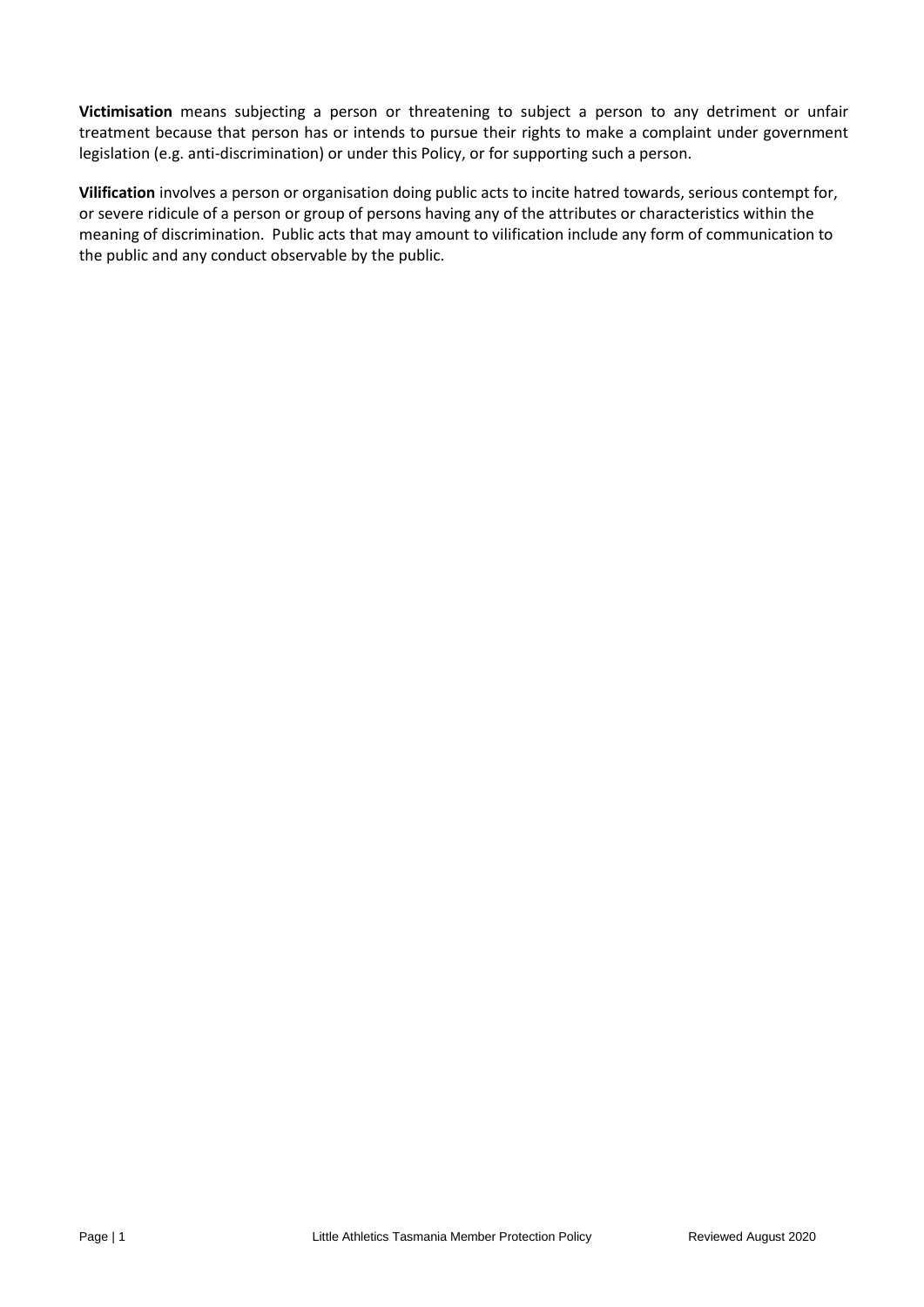**Victimisation** means subjecting a person or threatening to subject a person to any detriment or unfair treatment because that person has or intends to pursue their rights to make a complaint under government legislation (e.g. anti-discrimination) or under this Policy, or for supporting such a person.

**Vilification** involves a person or organisation doing public acts to incite hatred towards, serious contempt for, or severe ridicule of a person or group of persons having any of the attributes or characteristics within the meaning of discrimination. Public acts that may amount to vilification include any form of communication to the public and any conduct observable by the public.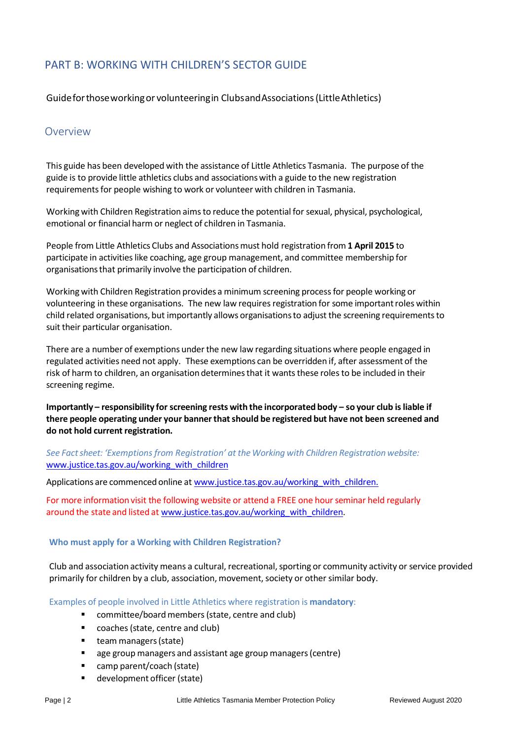## PART B: WORKING WITH CHILDREN'S SECTOR GUIDE

Guide for those working or volunteering in Clubs and Associations (Little Athletics)

### Overview

This guide has been developed with the assistance of Little Athletics Tasmania. The purpose of the guide is to provide little athletics clubs and associations with a guide to the new registration requirements for people wishing to work or volunteer with children in Tasmania.

Working with Children Registration aims to reduce the potential for sexual, physical, psychological, emotional or financial harm or neglect of children in Tasmania.

People from Little Athletics Clubs and Associations must hold registration from **1 April 2015** to participate in activities like coaching, age group management, and committee membership for organisations that primarily involve the participation of children.

Working with Children Registration provides a minimum screening process for people working or volunteering in these organisations. The new law requires registration for some important roles within child related organisations, but importantly allows organisations to adjust the screening requirements to suit their particular organisation.

There are a number of exemptions under the new law regarding situations where people engaged in regulated activities need not apply. These exemptions can be overridden if, after assessment of the risk of harm to children, an organisation determines that it wants these roles to be included in their screening regime.

**Importantly – responsibility for screening rests with the incorporated body – so your club is liable if there people operating under your banner that should be registered but have not been screened and do not hold current registration.**

*See Fact sheet: 'Exemptions from Registration' at the Working with Children Registration website:* www.justice.tas.gov.au/working_with_children

Applications are commenced online at www.justice.tas.gov.au/working_with_children.

For more information visit the following website or attend a FREE one hour seminar held regularly around the state and listed at www.justice.tas.gov.au/working_with_children.

#### Who must apply for a Working with Children Registration?

Club and association activity means a cultural, recreational, sporting or community activity or service provided primarily for children by a club, association, movement, society or other similar body.

Examples of people involved in Little Athletics where registration is **mandatory**:

- committee/board members (state, centre and club)
- coaches (state, centre and club)
- team managers (state)
- age group managers and assistant age group managers (centre)
- camp parent/coach (state)
- development officer (state)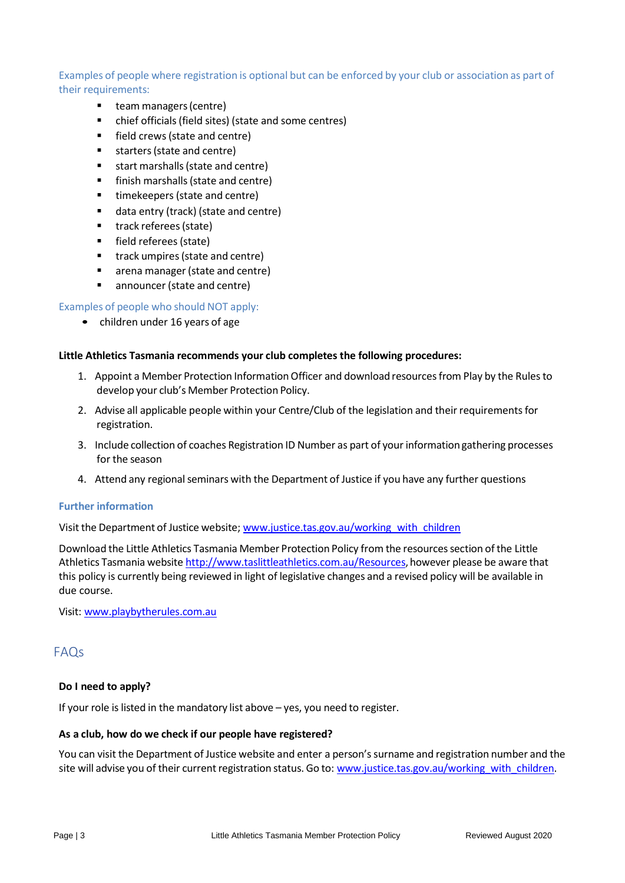Examples of people where registration is optional but can be enforced by your club or association as part of their requirements:

- team managers (centre)
- chief officials (field sites) (state and some centres)
- field crews (state and centre)
- starters (state and centre)
- start marshalls (state and centre)
- finish marshalls (state and centre)
- timekeepers (state and centre)
- data entry (track) (state and centre)
- track referees (state)
- field referees (state)
- track umpires (state and centre)
- arena manager (state and centre)
- announcer (state and centre)

Examples of people who should NOT apply:

- children under 16 years of age

**Little Athletics Tasmania recommends your club completes the following procedures:**

1. Appoint a Member Protection Information Officer and download resources from Play by the Rules to develop your club's Member Protection Policy.
2. Advise all applicable people within your Centre/Club of the legislation and their requirements for registration.
3. Include collection of coaches Registration ID Number as part of your information gathering processes for the season
4. Attend any regional seminars with the Department of Justice if you have any further questions

**Further information**

Visit the Department of Justice website; www.justice.tas.gov.au/working_with_children

Download the Little Athletics Tasmania Member Protection Policy from the resources section of the Little Athletics Tasmania website http://www.taslittleathletics.com.au/Resources, however please be aware that this policy is currently being reviewed in light of legislative changes and a revised policy will be available in due course.

Visit: www.playbytherules.com.au

## FAQs

**Do I need to apply?**

If your role is listed in the mandatory list above – yes, you need to register.

**As a club, how do we check if our people have registered?**

You can visit the Department of Justice website and enter a person's surname and registration number and the site will advise you of their current registration status. Go to: www.justice.tas.gov.au/working_with_children.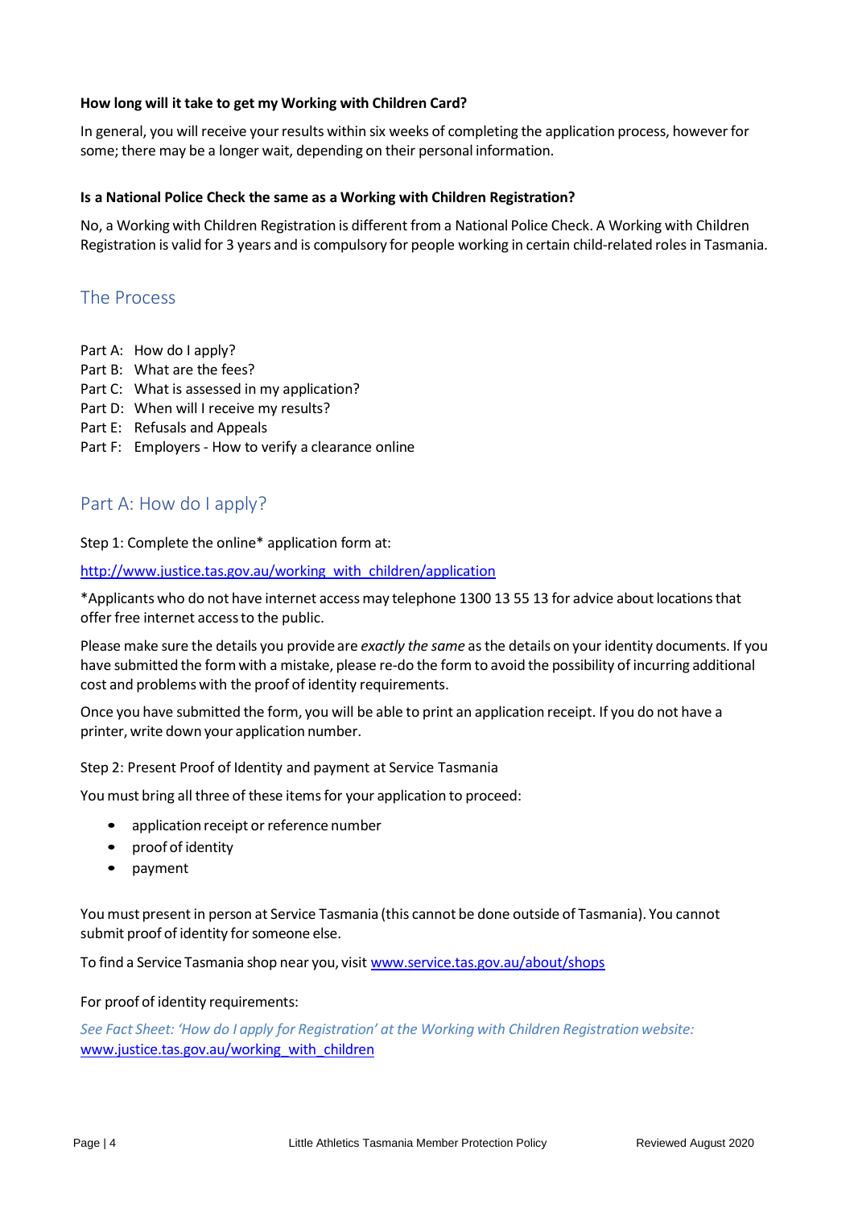**How long will it take to get my Working with Children Card?**

In general, you will receive your results within six weeks of completing the application process, however for some; there may be a longer wait, depending on their personal information.

**Is a National Police Check the same as a Working with Children Registration?**

No, a Working with Children Registration is different from a National Police Check. A Working with Children Registration is valid for 3 years and is compulsory for people working in certain child-related roles in Tasmania.

## The Process

Part A: How do I apply?
Part B: What are the fees?
Part C: What is assessed in my application?
Part D: When will I receive my results?
Part E: Refusals and Appeals
Part F: Employers - How to verify a clearance online

## Part A: How do I apply?

Step 1: Complete the online* application form at:

http://www.justice.tas.gov.au/working_with_children/application

*Applicants who do not have internet access may telephone 1300 13 55 13 for advice about locations that offer free internet access to the public.

Please make sure the details you provide are *exactly the same* as the details on your identity documents. If you have submitted the form with a mistake, please re-do the form to avoid the possibility of incurring additional cost and problems with the proof of identity requirements.

Once you have submitted the form, you will be able to print an application receipt. If you do not have a printer, write down your application number.

Step 2: Present Proof of Identity and payment at Service Tasmania

You must bring all three of these items for your application to proceed:

- application receipt or reference number
- proof of identity
- payment

You must present in person at Service Tasmania (this cannot be done outside of Tasmania). You cannot submit proof of identity for someone else.

To find a Service Tasmania shop near you, visit www.service.tas.gov.au/about/shops

For proof of identity requirements:

*See Fact Sheet: 'How do I apply for Registration' at the Working with Children Registration website:* www.justice.tas.gov.au/working_with_children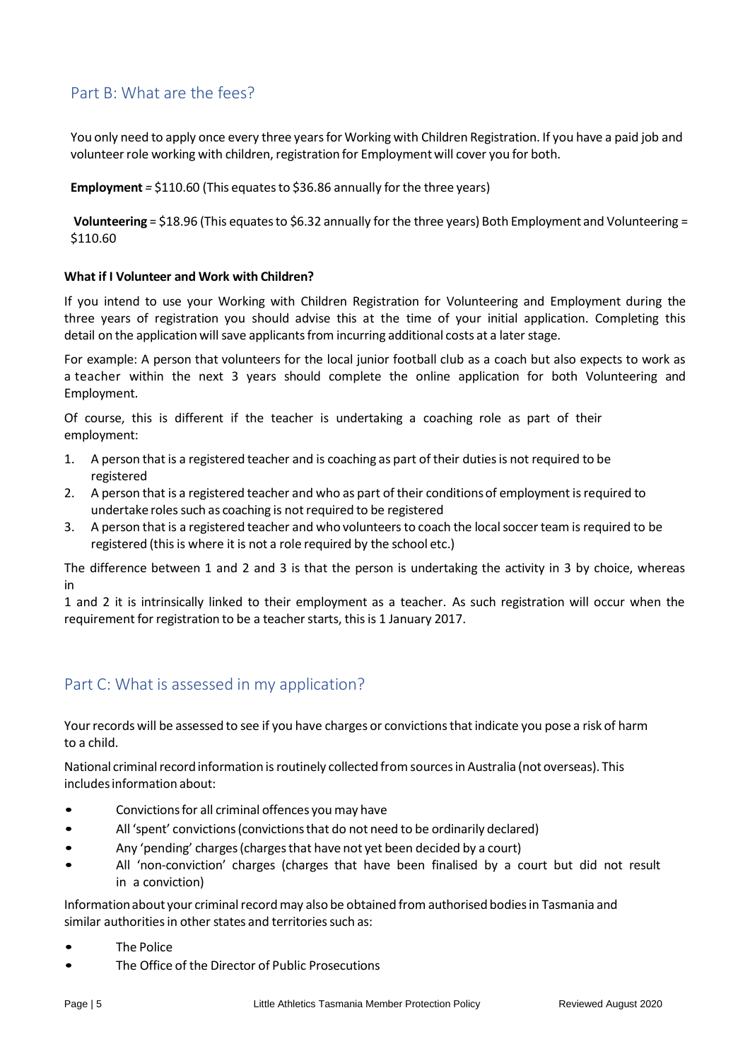## Part B: What are the fees?

You only need to apply once every three years for Working with Children Registration. If you have a paid job and volunteer role working with children, registration for Employment will cover you for both.

**Employment** = $110.60 (This equates to $36.86 annually for the three years)

**Volunteering** = $18.96 (This equates to $6.32 annually for the three years) Both Employment and Volunteering = $110.60

**What if I Volunteer and Work with Children?**

If you intend to use your Working with Children Registration for Volunteering and Employment during the three years of registration you should advise this at the time of your initial application. Completing this detail on the application will save applicants from incurring additional costs at a later stage.

For example: A person that volunteers for the local junior football club as a coach but also expects to work as a teacher within the next 3 years should complete the online application for both Volunteering and Employment.

Of course, this is different if the teacher is undertaking a coaching role as part of their employment:

1. A person that is a registered teacher and is coaching as part of their duties is not required to be registered
2. A person that is a registered teacher and who as part of their conditions of employment is required to undertake roles such as coaching is not required to be registered
3. A person that is a registered teacher and who volunteers to coach the local soccer team is required to be registered (this is where it is not a role required by the school etc.)

The difference between 1 and 2 and 3 is that the person is undertaking the activity in 3 by choice, whereas in 1 and 2 it is intrinsically linked to their employment as a teacher. As such registration will occur when the requirement for registration to be a teacher starts, this is 1 January 2017.

## Part C: What is assessed in my application?

Your records will be assessed to see if you have charges or convictions that indicate you pose a risk of harm to a child.

National criminal record information is routinely collected from sources in Australia (not overseas). This includes information about:

- Convictions for all criminal offences you may have
- All 'spent' convictions (convictions that do not need to be ordinarily declared)
- Any 'pending' charges (charges that have not yet been decided by a court)
- All 'non-conviction' charges (charges that have been finalised by a court but did not result in a conviction)

Information about your criminal record may also be obtained from authorised bodies in Tasmania and similar authorities in other states and territories such as:

- The Police
- The Office of the Director of Public Prosecutions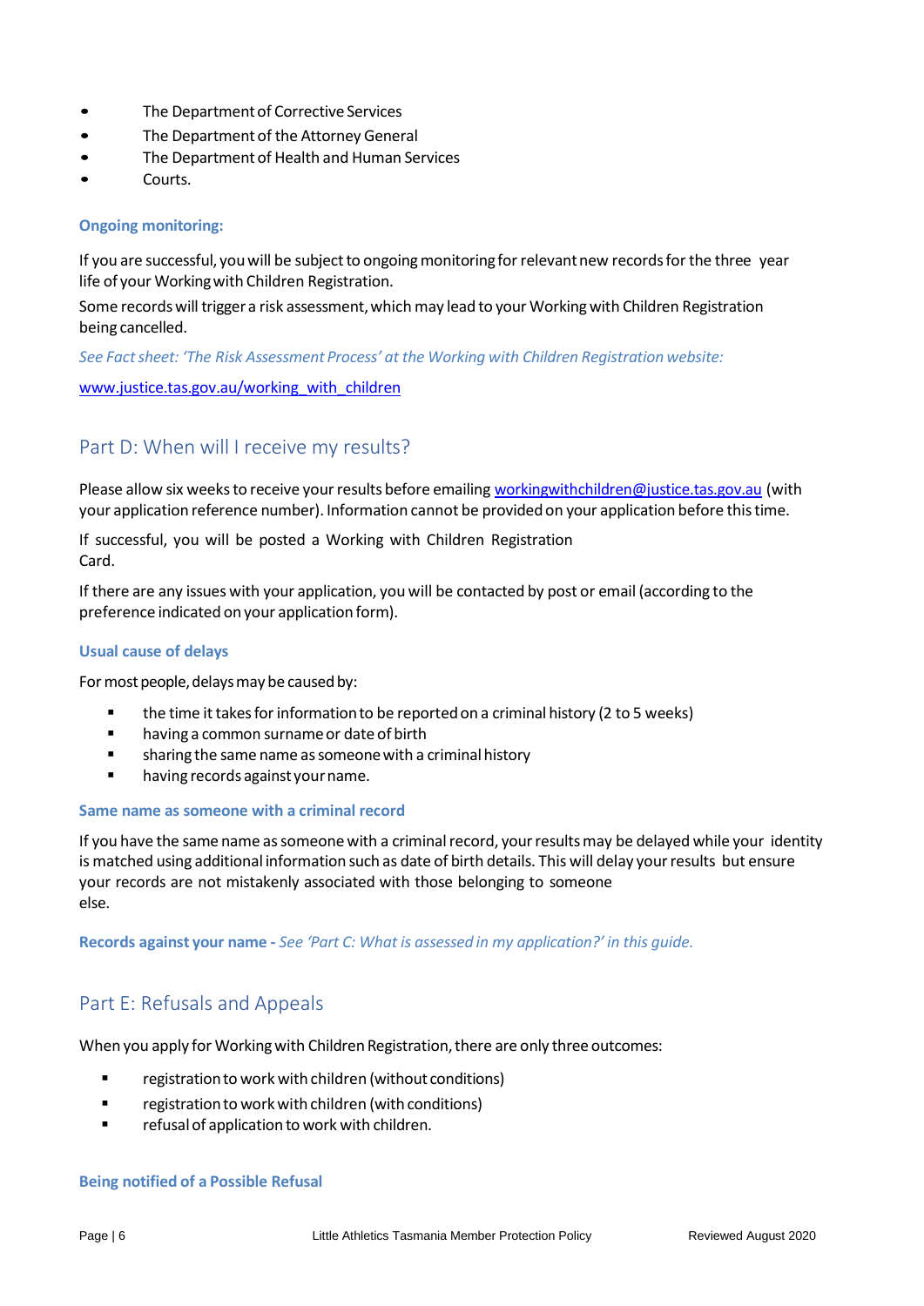- The Department of Corrective Services
- The Department of the Attorney General
- The Department of Health and Human Services
- Courts.

#### Ongoing monitoring:

If you are successful, you will be subject to ongoing monitoring for relevant new records for the three year life of your Working with Children Registration.

Some records will trigger a risk assessment, which may lead to your Working with Children Registration being cancelled.

*See Fact sheet: 'The Risk Assessment Process' at the Working with Children Registration website:*

[www.justice.tas.gov.au/working_with_children](www.justice.tas.gov.au/working_with_children)

## Part D: When will I receive my results?

Please allow six weeks to receive your results before emailing [workingwithchildren@justice.tas.gov.au](mailto:workingwithchildren@justice.tas.gov.au) (with your application reference number). Information cannot be provided on your application before this time.

If successful, you will be posted a Working with Children Registration Card.

If there are any issues with your application, you will be contacted by post or email (according to the preference indicated on your application form).

#### Usual cause of delays

For most people, delays may be caused by:

- the time it takes for information to be reported on a criminal history (2 to 5 weeks)
- having a common surname or date of birth
- sharing the same name as someone with a criminal history
- having records against your name.

#### Same name as someone with a criminal record

If you have the same name as someone with a criminal record, your results may be delayed while your identity is matched using additional information such as date of birth details. This will delay your results but ensure your records are not mistakenly associated with those belonging to someone else.

**Records against your name -** *See 'Part C: What is assessed in my application?' in this guide.*

## Part E: Refusals and Appeals

When you apply for Working with Children Registration, there are only three outcomes:

- registration to work with children (without conditions)
- registration to work with children (with conditions)
- refusal of application to work with children.

#### Being notified of a Possible Refusal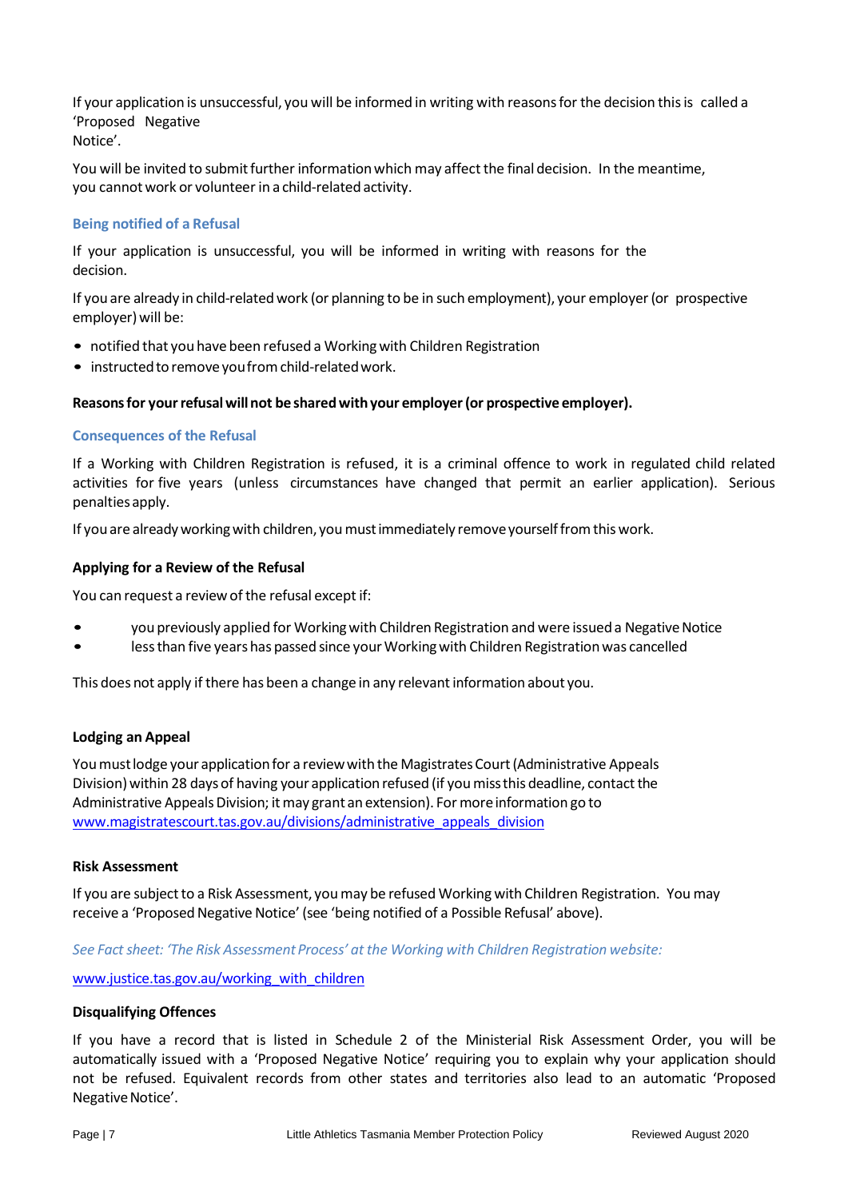If your application is unsuccessful, you will be informed in writing with reasons for the decision this is called a 'Proposed Negative Notice'.

You will be invited to submit further information which may affect the final decision. In the meantime, you cannot work or volunteer in a child-related activity.

### Being notified of a Refusal

If your application is unsuccessful, you will be informed in writing with reasons for the decision.

If you are already in child-related work (or planning to be in such employment), your employer (or prospective employer) will be:

- notified that you have been refused a Working with Children Registration
- instructed to remove you from child-related work.

**Reasons for your refusal will not be shared with your employer (or prospective employer).**

### Consequences of the Refusal

If a Working with Children Registration is refused, it is a criminal offence to work in regulated child related activities for five years (unless circumstances have changed that permit an earlier application). Serious penalties apply.

If you are already working with children, you must immediately remove yourself from this work.

#### Applying for a Review of the Refusal

You can request a review of the refusal except if:

- you previously applied for Working with Children Registration and were issued a Negative Notice
- less than five years has passed since your Working with Children Registration was cancelled

This does not apply if there has been a change in any relevant information about you.

#### Lodging an Appeal

You must lodge your application for a review with the Magistrates Court (Administrative Appeals Division) within 28 days of having your application refused (if you miss this deadline, contact the Administrative Appeals Division; it may grant an extension). For more information go to www.magistratescourt.tas.gov.au/divisions/administrative_appeals_division

#### Risk Assessment

If you are subject to a Risk Assessment, you may be refused Working with Children Registration. You may receive a 'Proposed Negative Notice' (see 'being notified of a Possible Refusal' above).

*See Fact sheet: 'The Risk Assessment Process' at the Working with Children Registration website:*

www.justice.tas.gov.au/working_with_children

#### Disqualifying Offences

If you have a record that is listed in Schedule 2 of the Ministerial Risk Assessment Order, you will be automatically issued with a 'Proposed Negative Notice' requiring you to explain why your application should not be refused. Equivalent records from other states and territories also lead to an automatic 'Proposed Negative Notice'.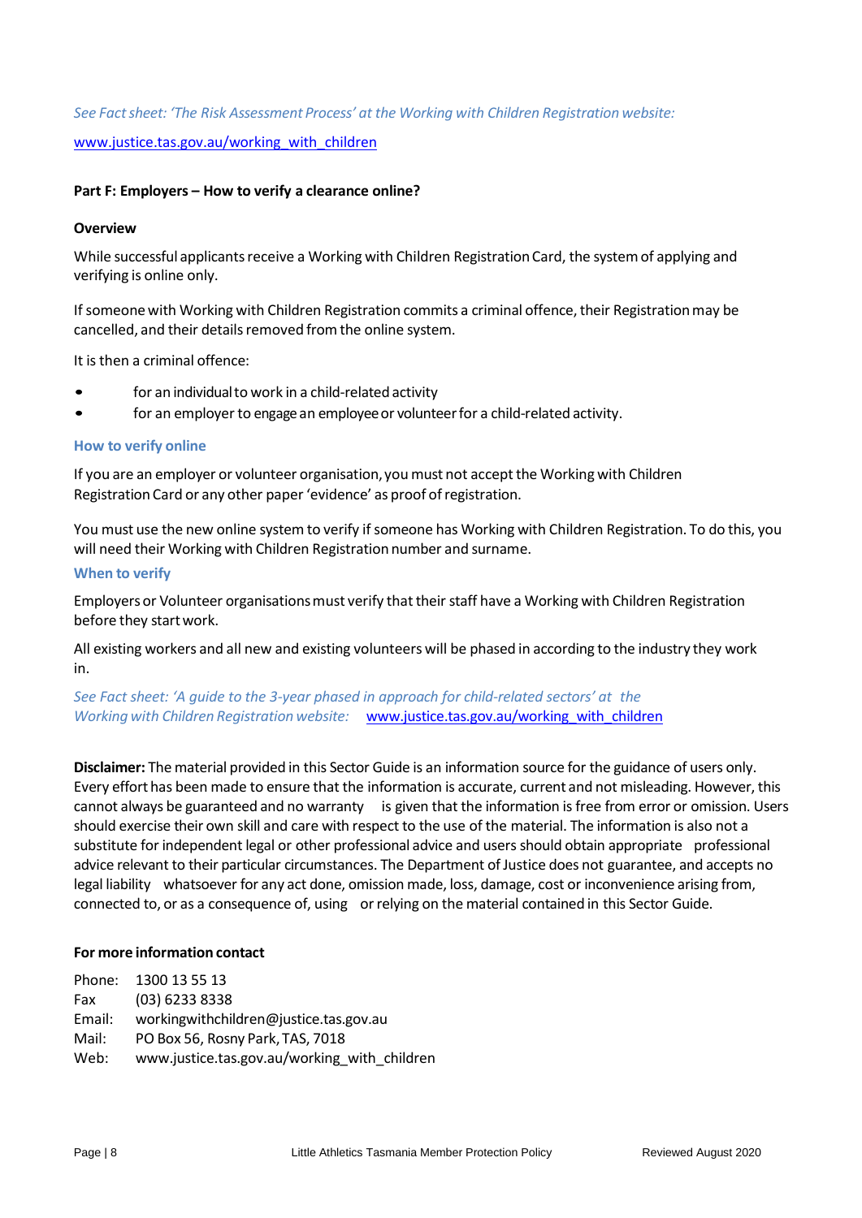*See Fact sheet: 'The Risk Assessment Process' at the Working with Children Registration website:*

[www.justice.tas.gov.au/working_with_children](http://www.justice.tas.gov.au/working_with_children)

**Part F: Employers – How to verify a clearance online?**

**Overview**

While successful applicants receive a Working with Children Registration Card, the system of applying and verifying is online only.

If someone with Working with Children Registration commits a criminal offence, their Registration may be cancelled, and their details removed from the online system.

It is then a criminal offence:

- for an individual to work in a child-related activity
- for an employer to engage an employee or volunteer for a child-related activity.

### How to verify online

If you are an employer or volunteer organisation, you must not accept the Working with Children Registration Card or any other paper 'evidence' as proof of registration.

You must use the new online system to verify if someone has Working with Children Registration. To do this, you will need their Working with Children Registration number and surname.

### When to verify

Employers or Volunteer organisations must verify that their staff have a Working with Children Registration before they start work.

All existing workers and all new and existing volunteers will be phased in according to the industry they work in.

*See Fact sheet: 'A guide to the 3-year phased in approach for child-related sectors' at the Working with Children Registration website:* [www.justice.tas.gov.au/working_with_children](http://www.justice.tas.gov.au/working_with_children)

**Disclaimer:** The material provided in this Sector Guide is an information source for the guidance of users only. Every effort has been made to ensure that the information is accurate, current and not misleading. However, this cannot always be guaranteed and no warranty is given that the information is free from error or omission. Users should exercise their own skill and care with respect to the use of the material. The information is also not a substitute for independent legal or other professional advice and users should obtain appropriate professional advice relevant to their particular circumstances. The Department of Justice does not guarantee, and accepts no legal liability whatsoever for any act done, omission made, loss, damage, cost or inconvenience arising from, connected to, or as a consequence of, using or relying on the material contained in this Sector Guide.

**For more information contact**

Phone: 1300 13 55 13
Fax (03) 6233 8338
Email: workingwithchildren@justice.tas.gov.au
Mail: PO Box 56, Rosny Park, TAS, 7018
Web: www.justice.tas.gov.au/working_with_children